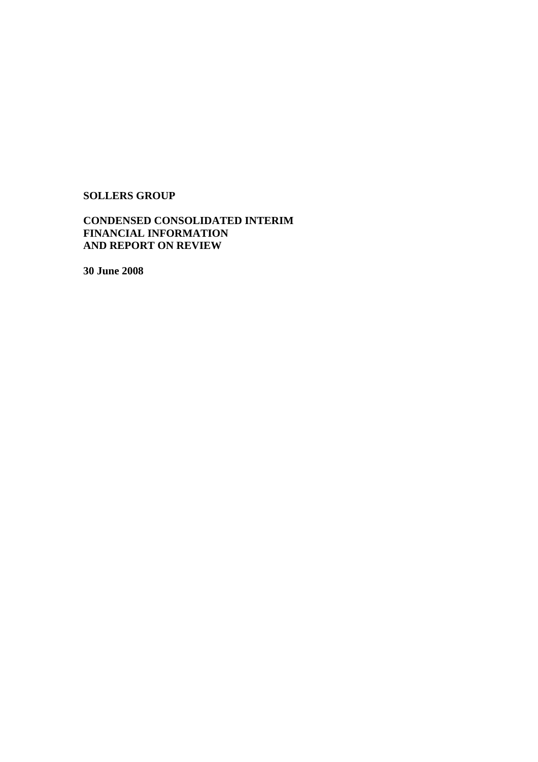**SOLLERS GROUP**

**CONDENSED CONSOLIDATED INTERIM FINANCIAL INFORMATION AND REPORT ON REVIEW**

**30 June 2008**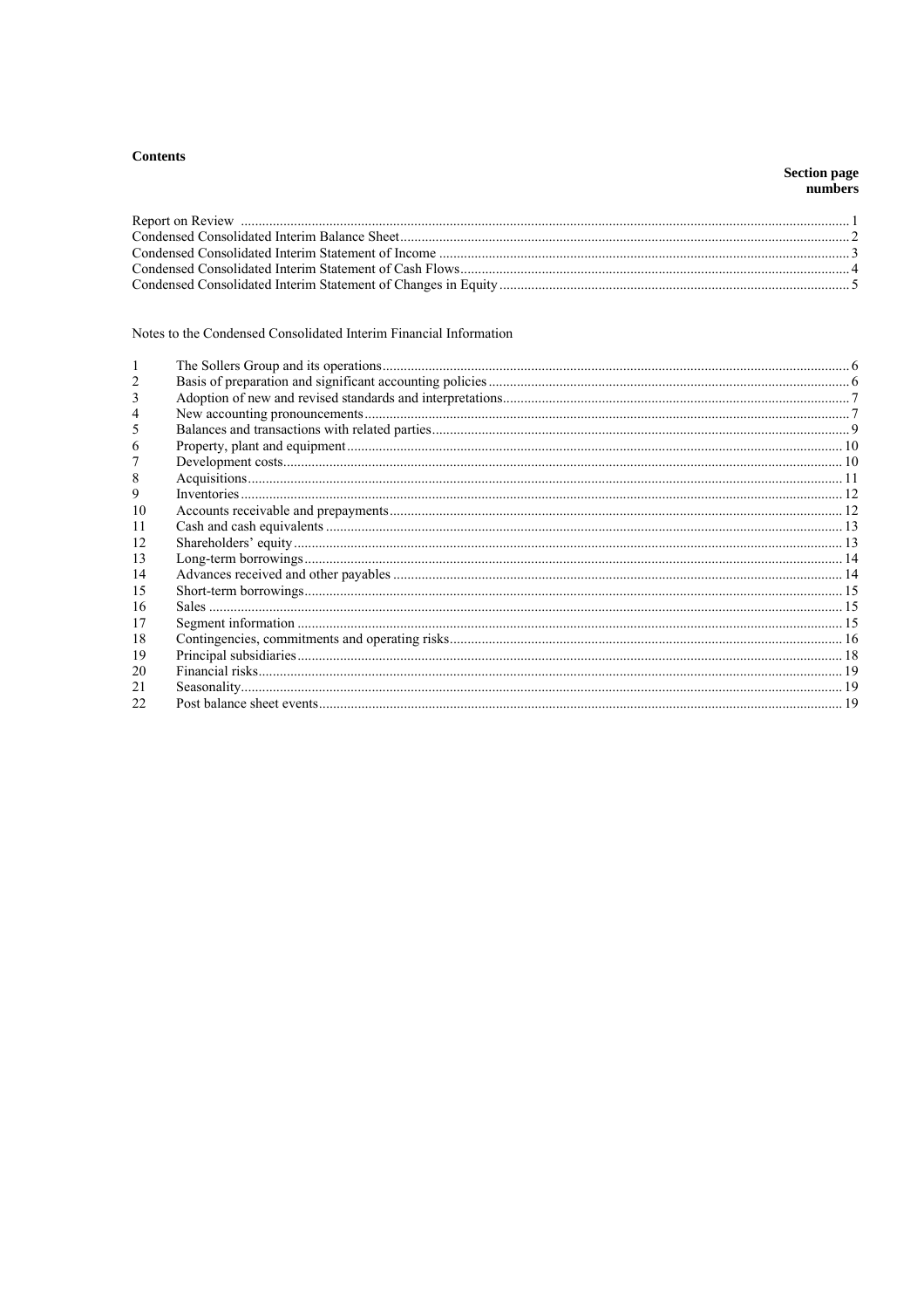**Contents**

| | Section page numbers |
|---|---|
| Report on Review | 1 |
| Condensed Consolidated Interim Balance Sheet | 2 |
| Condensed Consolidated Interim Statement of Income | 3 |
| Condensed Consolidated Interim Statement of Cash Flows | 4 |
| Condensed Consolidated Interim Statement of Changes in Equity | 5 |

Notes to the Condensed Consolidated Interim Financial Information

| | | |
|---|---|---|
| 1 | The Sollers Group and its operations | 6 |
| 2 | Basis of preparation and significant accounting policies | 6 |
| 3 | Adoption of new and revised standards and interpretations | 7 |
| 4 | New accounting pronouncements | 7 |
| 5 | Balances and transactions with related parties | 9 |
| 6 | Property, plant and equipment | 10 |
| 7 | Development costs | 10 |
| 8 | Acquisitions | 11 |
| 9 | Inventories | 12 |
| 10 | Accounts receivable and prepayments | 12 |
| 11 | Cash and cash equivalents | 13 |
| 12 | Shareholders' equity | 13 |
| 13 | Long-term borrowings | 14 |
| 14 | Advances received and other payables | 14 |
| 15 | Short-term borrowings | 15 |
| 16 | Sales | 15 |
| 17 | Segment information | 15 |
| 18 | Contingencies, commitments and operating risks | 16 |
| 19 | Principal subsidiaries | 18 |
| 20 | Financial risks | 19 |
| 21 | Seasonality | 19 |
| 22 | Post balance sheet events | 19 |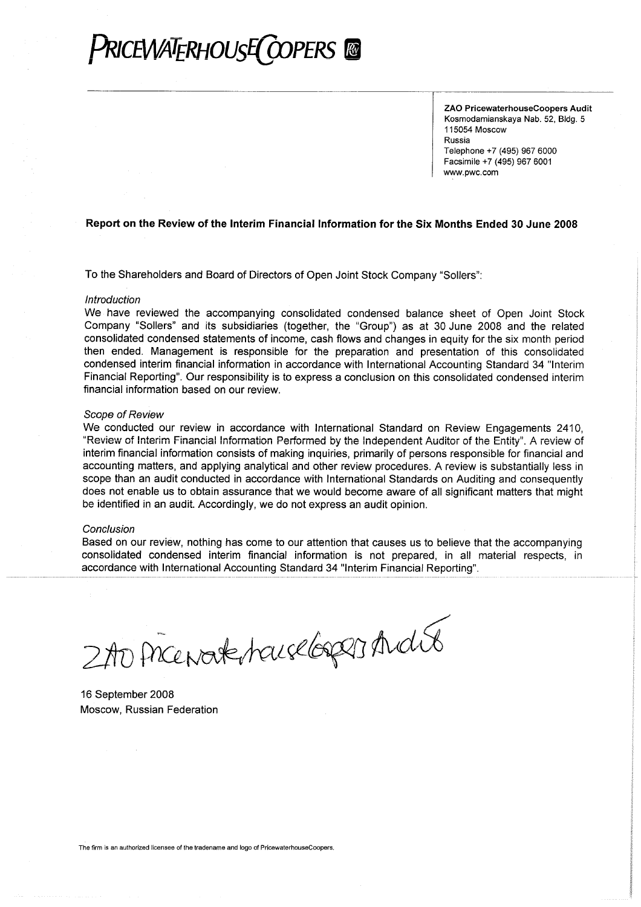# PRICEWATERHOUSECOOPERS

**ZAO PricewaterhouseCoopers Audit**
Kosmodamianskaya Nab. 52, Bldg. 5
115054 Moscow
Russia
Telephone +7 (495) 967 6000
Facsimile +7 (495) 967 6001
www.pwc.com

## Report on the Review of the Interim Financial Information for the Six Months Ended 30 June 2008

To the Shareholders and Board of Directors of Open Joint Stock Company "Sollers":

*Introduction*

We have reviewed the accompanying consolidated condensed balance sheet of Open Joint Stock Company "Sollers" and its subsidiaries (together, the "Group") as at 30 June 2008 and the related consolidated condensed statements of income, cash flows and changes in equity for the six month period then ended. Management is responsible for the preparation and presentation of this consolidated condensed interim financial information in accordance with International Accounting Standard 34 "Interim Financial Reporting". Our responsibility is to express a conclusion on this consolidated condensed interim financial information based on our review.

*Scope of Review*

We conducted our review in accordance with International Standard on Review Engagements 2410, "Review of Interim Financial Information Performed by the Independent Auditor of the Entity". A review of interim financial information consists of making inquiries, primarily of persons responsible for financial and accounting matters, and applying analytical and other review procedures. A review is substantially less in scope than an audit conducted in accordance with International Standards on Auditing and consequently does not enable us to obtain assurance that we would become aware of all significant matters that might be identified in an audit. Accordingly, we do not express an audit opinion.

*Conclusion*

Based on our review, nothing has come to our attention that causes us to believe that the accompanying consolidated condensed interim financial information is not prepared, in all material respects, in accordance with International Accounting Standard 34 "Interim Financial Reporting".

ZAO PricewaterhouseCoopers Audit

16 September 2008
Moscow, Russian Federation

The firm is an authorized licensee of the tradename and logo of PricewaterhouseCoopers.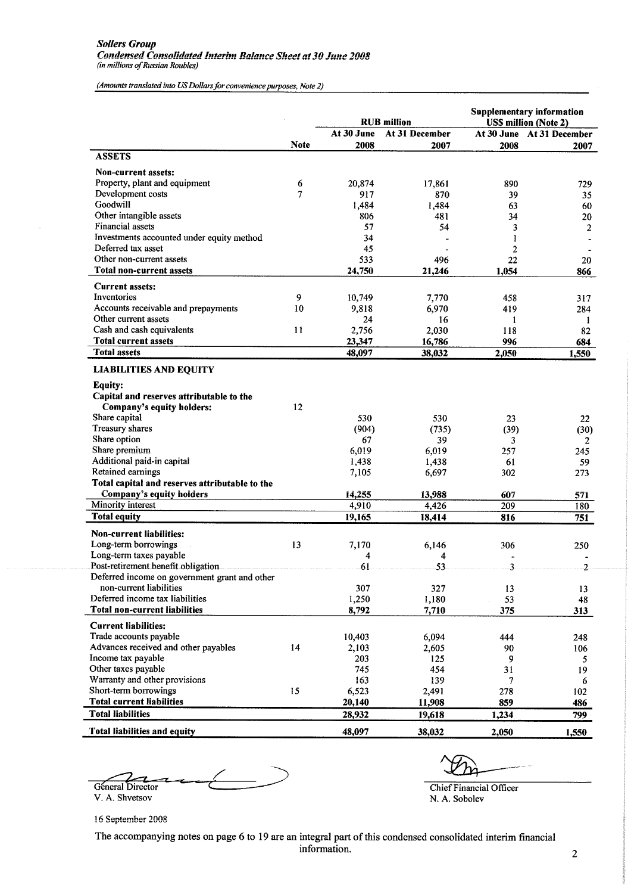***Sollers Group***
***Condensed Consolidated Interim Balance Sheet at 30 June 2008***
*(in millions of Russian Roubles)*

*(Amounts translated into US Dollars for convenience purposes, Note 2)*

| | Note | RUB million | | Supplementary information US$ million (Note 2) | |
|---|---|---|---|---|---|
| | | At 30 June 2008 | At 31 December 2007 | At 30 June 2008 | At 31 December 2007 |
| **ASSETS** | | | | | |
| **Non-current assets:** | | | | | |
| Property, plant and equipment | 6 | 20,874 | 17,861 | 890 | 729 |
| Development costs | 7 | 917 | 870 | 39 | 35 |
| Goodwill | | 1,484 | 1,484 | 63 | 60 |
| Other intangible assets | | 806 | 481 | 34 | 20 |
| Financial assets | | 57 | 54 | 3 | 2 |
| Investments accounted under equity method | | 34 | - | 1 | - |
| Deferred tax asset | | 45 | - | 2 | - |
| Other non-current assets | | 533 | 496 | 22 | 20 |
| **Total non-current assets** | | **24,750** | **21,246** | **1,054** | **866** |
| **Current assets:** | | | | | |
| Inventories | 9 | 10,749 | 7,770 | 458 | 317 |
| Accounts receivable and prepayments | 10 | 9,818 | 6,970 | 419 | 284 |
| Other current assets | | 24 | 16 | 1 | 1 |
| Cash and cash equivalents | 11 | 2,756 | 2,030 | 118 | 82 |
| **Total current assets** | | **23,347** | **16,786** | **996** | **684** |
| **Total assets** | | **48,097** | **38,032** | **2,050** | **1,550** |
| **LIABILITIES AND EQUITY** | | | | | |
| **Equity:** | | | | | |
| **Capital and reserves attributable to the Company's equity holders:** | 12 | | | | |
| Share capital | | 530 | 530 | 23 | 22 |
| Treasury shares | | (904) | (735) | (39) | (30) |
| Share option | | 67 | 39 | 3 | 2 |
| Share premium | | 6,019 | 6,019 | 257 | 245 |
| Additional paid-in capital | | 1,438 | 1,438 | 61 | 59 |
| Retained earnings | | 7,105 | 6,697 | 302 | 273 |
| **Total capital and reserves attributable to the Company's equity holders** | | **14,255** | **13,988** | **607** | **571** |
| Minority interest | | 4,910 | 4,426 | 209 | 180 |
| **Total equity** | | **19,165** | **18,414** | **816** | **751** |
| **Non-current liabilities:** | | | | | |
| Long-term borrowings | 13 | 7,170 | 6,146 | 306 | 250 |
| Long-term taxes payable | | 4 | 4 | - | - |
| Post-retirement benefit obligation | | 61 | 53 | 3 | 2 |
| Deferred income on government grant and other non-current liabilities | | 307 | 327 | 13 | 13 |
| Deferred income tax liabilities | | 1,250 | 1,180 | 53 | 48 |
| **Total non-current liabilities** | | **8,792** | **7,710** | **375** | **313** |
| **Current liabilities:** | | | | | |
| Trade accounts payable | | 10,403 | 6,094 | 444 | 248 |
| Advances received and other payables | 14 | 2,103 | 2,605 | 90 | 106 |
| Income tax payable | | 203 | 125 | 9 | 5 |
| Other taxes payable | | 745 | 454 | 31 | 19 |
| Warranty and other provisions | | 163 | 139 | 7 | 6 |
| Short-term borrowings | 15 | 6,523 | 2,491 | 278 | 102 |
| **Total current liabilities** | | **20,140** | **11,908** | **859** | **486** |
| **Total liabilities** | | **28,932** | **19,618** | **1,234** | **799** |
| **Total liabilities and equity** | | **48,097** | **38,032** | **2,050** | **1,550** |

General Director
V. A. Shvetsov

Chief Financial Officer
N. A. Sobolev

16 September 2008

The accompanying notes on page 6 to 19 are an integral part of this condensed consolidated interim financial information.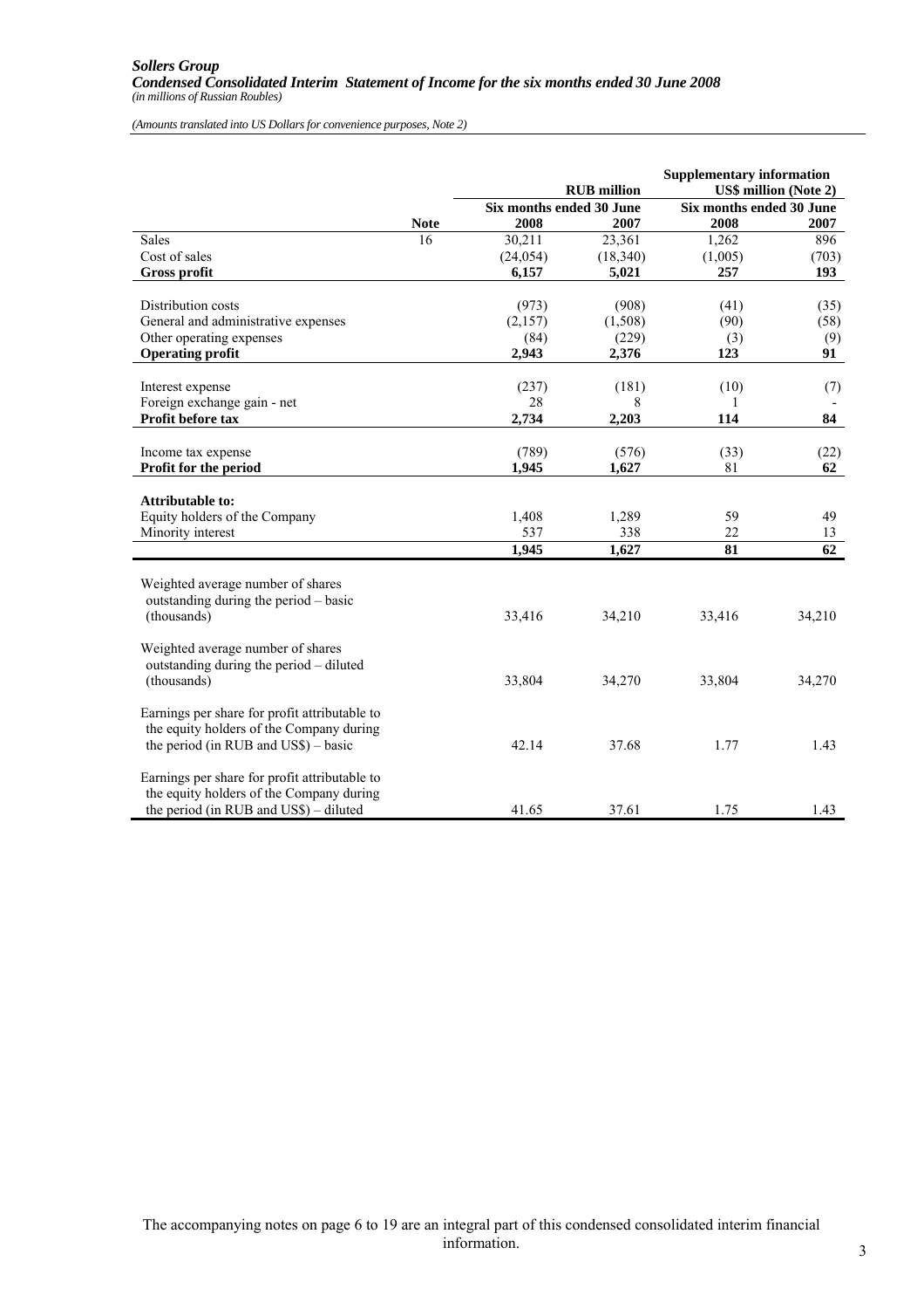***Sollers Group***
***Condensed Consolidated Interim Statement of Income for the six months ended 30 June 2008***
*(in millions of Russian Roubles)*

*(Amounts translated into US Dollars for convenience purposes, Note 2)*

| | | RUB million | | Supplementary information US$ million (Note 2) | |
|---|---|---|---|---|---|
| | | Six months ended 30 June | | Six months ended 30 June | |
| | **Note** | **2008** | **2007** | **2008** | **2007** |
| Sales | 16 | 30,211 | 23,361 | 1,262 | 896 |
| Cost of sales | | (24,054) | (18,340) | (1,005) | (703) |
| **Gross profit** | | **6,157** | **5,021** | **257** | **193** |
| Distribution costs | | (973) | (908) | (41) | (35) |
| General and administrative expenses | | (2,157) | (1,508) | (90) | (58) |
| Other operating expenses | | (84) | (229) | (3) | (9) |
| **Operating profit** | | **2,943** | **2,376** | **123** | **91** |
| Interest expense | | (237) | (181) | (10) | (7) |
| Foreign exchange gain - net | | 28 | 8 | 1 | - |
| **Profit before tax** | | **2,734** | **2,203** | **114** | **84** |
| Income tax expense | | (789) | (576) | (33) | (22) |
| **Profit for the period** | | **1,945** | **1,627** | 81 | **62** |
| **Attributable to:** | | | | | |
| Equity holders of the Company | | 1,408 | 1,289 | 59 | 49 |
| Minority interest | | 537 | 338 | 22 | 13 |
| | | **1,945** | **1,627** | **81** | **62** |
| Weighted average number of shares outstanding during the period – basic (thousands) | | 33,416 | 34,210 | 33,416 | 34,210 |
| Weighted average number of shares outstanding during the period – diluted (thousands) | | 33,804 | 34,270 | 33,804 | 34,270 |
| Earnings per share for profit attributable to the equity holders of the Company during the period (in RUB and US$) – basic | | 42.14 | 37.68 | 1.77 | 1.43 |
| Earnings per share for profit attributable to the equity holders of the Company during the period (in RUB and US$) – diluted | | 41.65 | 37.61 | 1.75 | 1.43 |

The accompanying notes on page 6 to 19 are an integral part of this condensed consolidated interim financial information.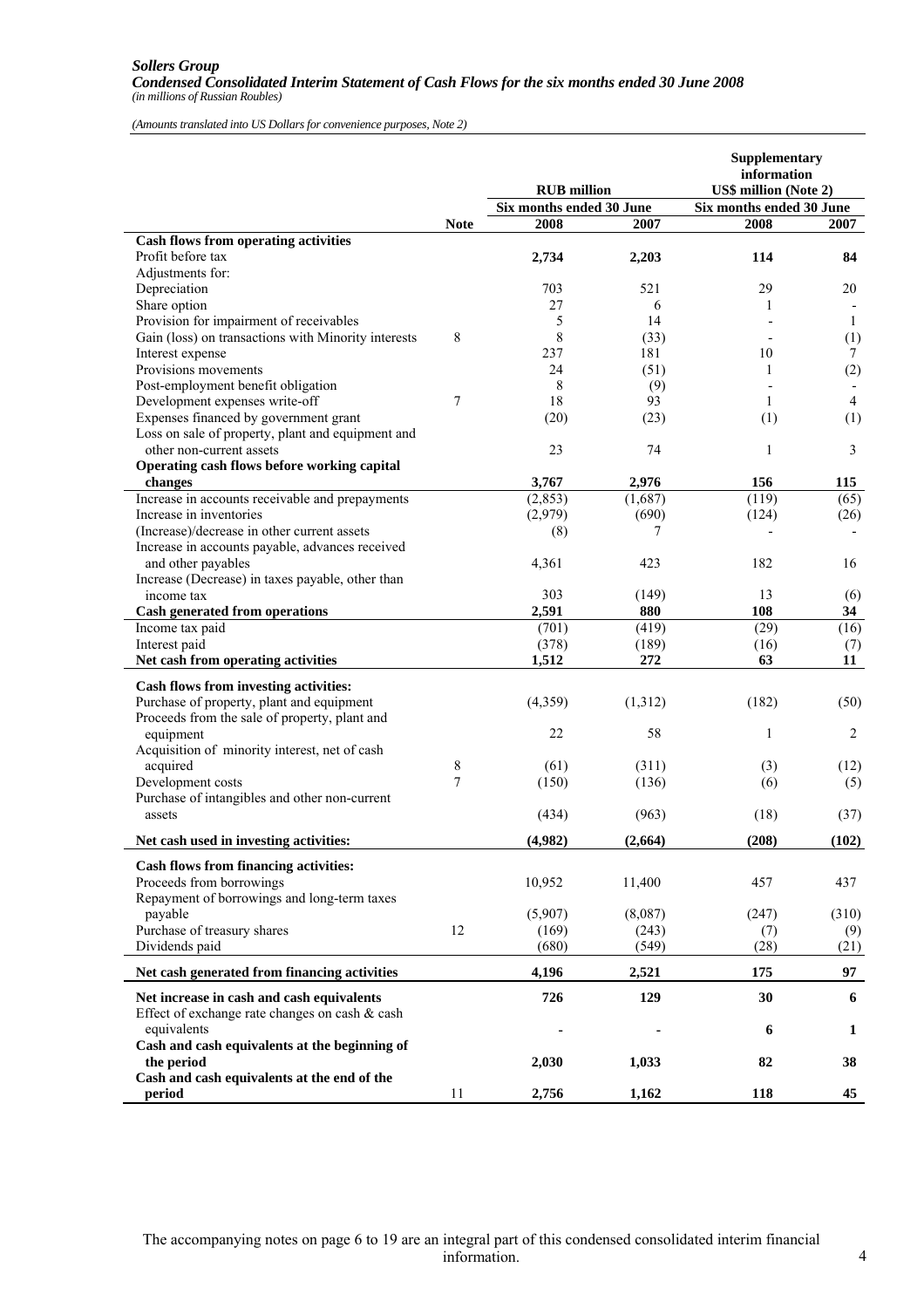***Sollers Group***
***Condensed Consolidated Interim Statement of Cash Flows for the six months ended 30 June 2008***
*(in millions of Russian Roubles)*

*(Amounts translated into US Dollars for convenience purposes, Note 2)*

| | | RUB million | | Supplementary information US$ million (Note 2) | |
|---|---|---|---|---|---|
| | | Six months ended 30 June | | Six months ended 30 June | |
| | **Note** | **2008** | **2007** | **2008** | **2007** |
| **Cash flows from operating activities** | | | | | |
| Profit before tax | | **2,734** | **2,203** | **114** | **84** |
| Adjustments for: | | | | | |
| Depreciation | | 703 | 521 | 29 | 20 |
| Share option | | 27 | 6 | 1 | - |
| Provision for impairment of receivables | | 5 | 14 | - | 1 |
| Gain (loss) on transactions with Minority interests | 8 | 8 | (33) | - | (1) |
| Interest expense | | 237 | 181 | 10 | 7 |
| Provisions movements | | 24 | (51) | 1 | (2) |
| Post-employment benefit obligation | | 8 | (9) | - | - |
| Development expenses write-off | 7 | 18 | 93 | 1 | 4 |
| Expenses financed by government grant | | (20) | (23) | (1) | (1) |
| Loss on sale of property, plant and equipment and other non-current assets | | 23 | 74 | 1 | 3 |
| **Operating cash flows before working capital changes** | | **3,767** | **2,976** | **156** | **115** |
| Increase in accounts receivable and prepayments | | (2,853) | (1,687) | (119) | (65) |
| Increase in inventories | | (2,979) | (690) | (124) | (26) |
| (Increase)/decrease in other current assets | | (8) | 7 | - | - |
| Increase in accounts payable, advances received and other payables | | 4,361 | 423 | 182 | 16 |
| Increase (Decrease) in taxes payable, other than income tax | | 303 | (149) | 13 | (6) |
| **Cash generated from operations** | | **2,591** | **880** | **108** | **34** |
| Income tax paid | | (701) | (419) | (29) | (16) |
| Interest paid | | (378) | (189) | (16) | (7) |
| **Net cash from operating activities** | | **1,512** | **272** | **63** | **11** |
| **Cash flows from investing activities:** | | | | | |
| Purchase of property, plant and equipment | | (4,359) | (1,312) | (182) | (50) |
| Proceeds from the sale of property, plant and equipment | | 22 | 58 | 1 | 2 |
| Acquisition of minority interest, net of cash acquired | 8 | (61) | (311) | (3) | (12) |
| Development costs | 7 | (150) | (136) | (6) | (5) |
| Purchase of intangibles and other non-current assets | | (434) | (963) | (18) | (37) |
| **Net cash used in investing activities:** | | **(4,982)** | **(2,664)** | **(208)** | **(102)** |
| **Cash flows from financing activities:** | | | | | |
| Proceeds from borrowings | | 10,952 | 11,400 | 457 | 437 |
| Repayment of borrowings and long-term taxes payable | | (5,907) | (8,087) | (247) | (310) |
| Purchase of treasury shares | 12 | (169) | (243) | (7) | (9) |
| Dividends paid | | (680) | (549) | (28) | (21) |
| **Net cash generated from financing activities** | | **4,196** | **2,521** | **175** | **97** |
| **Net increase in cash and cash equivalents** | | **726** | **129** | **30** | **6** |
| Effect of exchange rate changes on cash & cash equivalents | | **-** | **-** | **6** | **1** |
| **Cash and cash equivalents at the beginning of the period** | | **2,030** | **1,033** | **82** | **38** |
| **Cash and cash equivalents at the end of the period** | 11 | **2,756** | **1,162** | **118** | **45** |

The accompanying notes on page 6 to 19 are an integral part of this condensed consolidated interim financial information.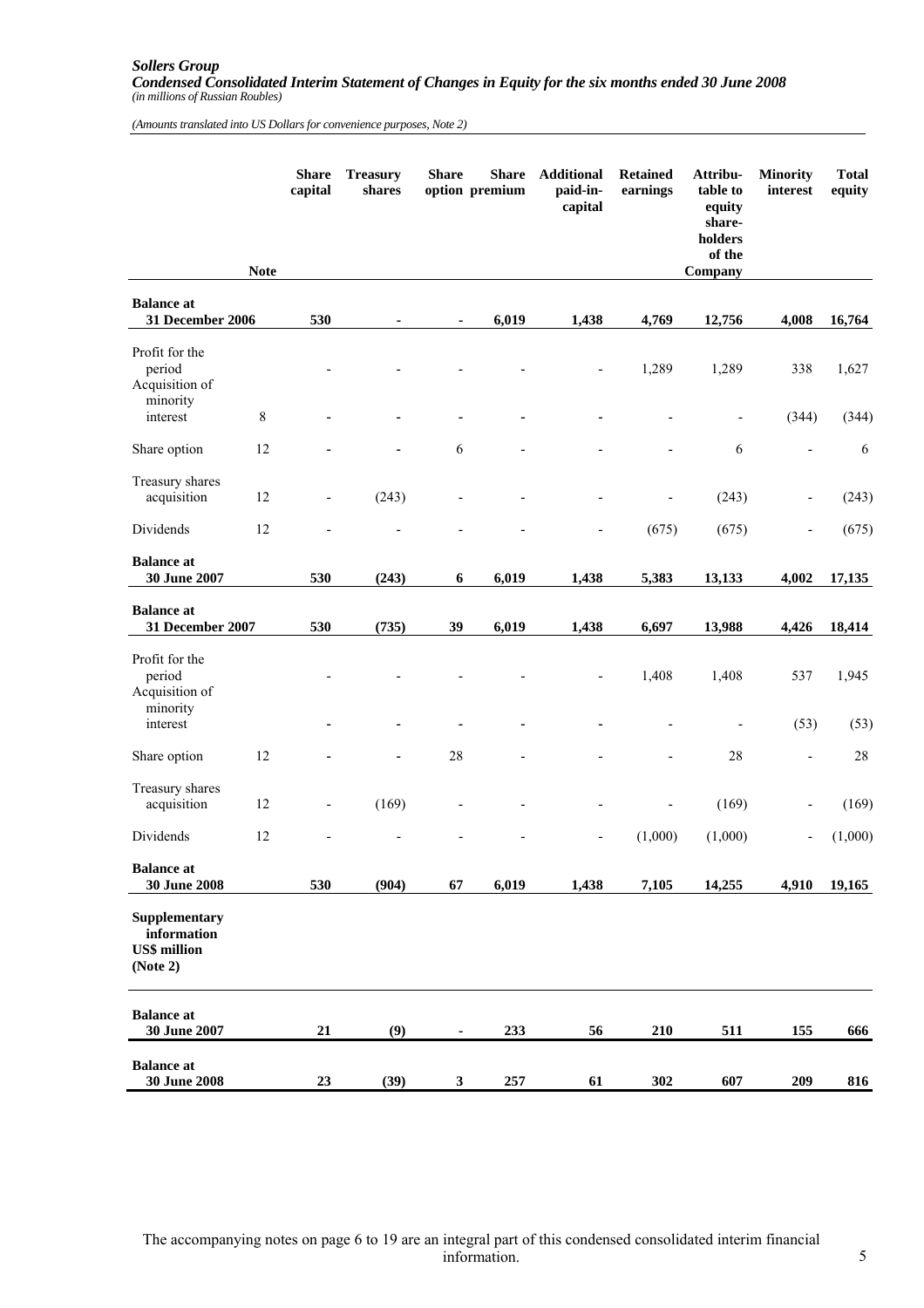*Sollers Group*
***Condensed Consolidated Interim Statement of Changes in Equity for the six months ended 30 June 2008***
*(in millions of Russian Roubles)*

*(Amounts translated into US Dollars for convenience purposes, Note 2)*

| | Note | Share capital | Treasury shares | Share option | Share premium | Additional paid-in-capital | Retained earnings | Attributable to equity shareholders of the Company | Minority interest | Total equity |
|---|---|---|---|---|---|---|---|---|---|---|
| **Balance at 31 December 2006** | | **530** | **-** | **-** | **6,019** | **1,438** | **4,769** | **12,756** | **4,008** | **16,764** |
| Profit for the period | | - | - | - | - | - | 1,289 | 1,289 | 338 | 1,627 |
| Acquisition of minority interest | 8 | - | - | - | - | - | - | - | (344) | (344) |
| Share option | 12 | - | - | 6 | - | - | - | 6 | - | 6 |
| Treasury shares acquisition | 12 | - | (243) | - | - | - | - | (243) | - | (243) |
| Dividends | 12 | - | - | - | - | - | (675) | (675) | - | (675) |
| **Balance at 30 June 2007** | | **530** | **(243)** | **6** | **6,019** | **1,438** | **5,383** | **13,133** | **4,002** | **17,135** |
| **Balance at 31 December 2007** | | **530** | **(735)** | **39** | **6,019** | **1,438** | **6,697** | **13,988** | **4,426** | **18,414** |
| Profit for the period | | - | - | - | - | - | 1,408 | 1,408 | 537 | 1,945 |
| Acquisition of minority interest | | - | - | - | - | - | - | - | (53) | (53) |
| Share option | 12 | - | - | 28 | - | - | - | 28 | - | 28 |
| Treasury shares acquisition | 12 | - | (169) | - | - | - | - | (169) | - | (169) |
| Dividends | 12 | - | - | - | - | - | (1,000) | (1,000) | - | (1,000) |
| **Balance at 30 June 2008** | | **530** | **(904)** | **67** | **6,019** | **1,438** | **7,105** | **14,255** | **4,910** | **19,165** |
| **Supplementary information US$ million (Note 2)** | | | | | | | | | | |
| **Balance at 30 June 2007** | | **21** | **(9)** | **-** | **233** | **56** | **210** | **511** | **155** | **666** |
| **Balance at 30 June 2008** | | **23** | **(39)** | **3** | **257** | **61** | **302** | **607** | **209** | **816** |

The accompanying notes on page 6 to 19 are an integral part of this condensed consolidated interim financial information.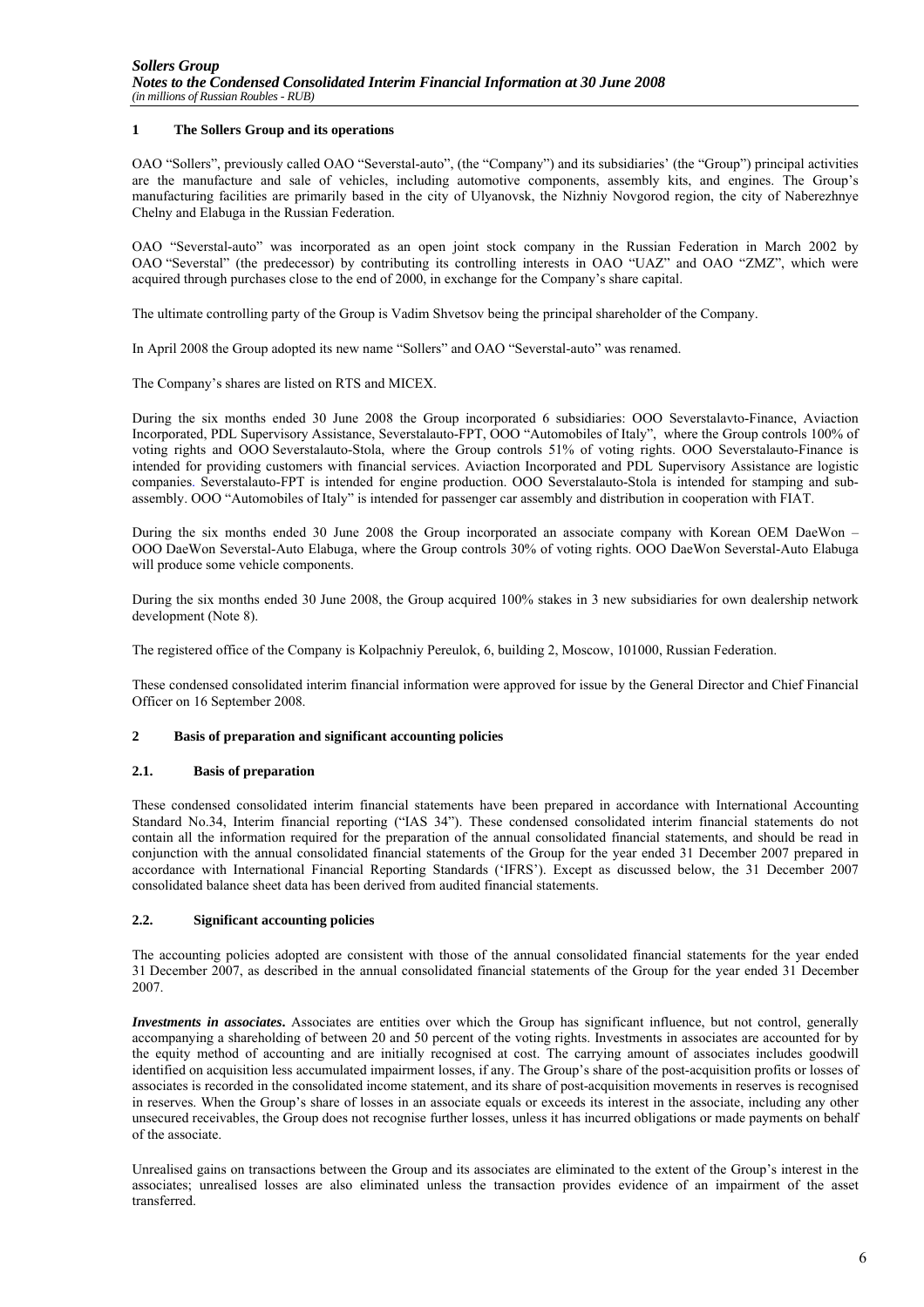## 1 The Sollers Group and its operations

OAO "Sollers", previously called OAO "Severstal-auto", (the "Company") and its subsidiaries' (the "Group") principal activities are the manufacture and sale of vehicles, including automotive components, assembly kits, and engines. The Group's manufacturing facilities are primarily based in the city of Ulyanovsk, the Nizhniy Novgorod region, the city of Naberezhnye Chelny and Elabuga in the Russian Federation.

OAO "Severstal-auto" was incorporated as an open joint stock company in the Russian Federation in March 2002 by OAO "Severstal" (the predecessor) by contributing its controlling interests in OAO "UAZ" and OAO "ZMZ", which were acquired through purchases close to the end of 2000, in exchange for the Company's share capital.

The ultimate controlling party of the Group is Vadim Shvetsov being the principal shareholder of the Company.

In April 2008 the Group adopted its new name "Sollers" and OAO "Severstal-auto" was renamed.

The Company's shares are listed on RTS and MICEX.

During the six months ended 30 June 2008 the Group incorporated 6 subsidiaries: OOO Severstalavto-Finance, Aviaction Incorporated, PDL Supervisory Assistance, Severstalauto-FPT, OOO "Automobiles of Italy", where the Group controls 100% of voting rights and OOO Severstalauto-Stola, where the Group controls 51% of voting rights. OOO Severstalauto-Finance is intended for providing customers with financial services. Aviaction Incorporated and PDL Supervisory Assistance are logistic companies. Severstalauto-FPT is intended for engine production. OOO Severstalauto-Stola is intended for stamping and sub-assembly. OOO "Automobiles of Italy" is intended for passenger car assembly and distribution in cooperation with FIAT.

During the six months ended 30 June 2008 the Group incorporated an associate company with Korean OEM DaeWon – OOO DaeWon Severstal-Auto Elabuga, where the Group controls 30% of voting rights. OOO DaeWon Severstal-Auto Elabuga will produce some vehicle components.

During the six months ended 30 June 2008, the Group acquired 100% stakes in 3 new subsidiaries for own dealership network development (Note 8).

The registered office of the Company is Kolpachniy Pereulok, 6, building 2, Moscow, 101000, Russian Federation.

These condensed consolidated interim financial information were approved for issue by the General Director and Chief Financial Officer on 16 September 2008.

## 2 Basis of preparation and significant accounting policies

### 2.1. Basis of preparation

These condensed consolidated interim financial statements have been prepared in accordance with International Accounting Standard No.34, Interim financial reporting ("IAS 34"). These condensed consolidated interim financial statements do not contain all the information required for the preparation of the annual consolidated financial statements, and should be read in conjunction with the annual consolidated financial statements of the Group for the year ended 31 December 2007 prepared in accordance with International Financial Reporting Standards ('IFRS'). Except as discussed below, the 31 December 2007 consolidated balance sheet data has been derived from audited financial statements.

### 2.2. Significant accounting policies

The accounting policies adopted are consistent with those of the annual consolidated financial statements for the year ended 31 December 2007, as described in the annual consolidated financial statements of the Group for the year ended 31 December 2007.

***Investments in associates***. Associates are entities over which the Group has significant influence, but not control, generally accompanying a shareholding of between 20 and 50 percent of the voting rights. Investments in associates are accounted for by the equity method of accounting and are initially recognised at cost. The carrying amount of associates includes goodwill identified on acquisition less accumulated impairment losses, if any. The Group's share of the post-acquisition profits or losses of associates is recorded in the consolidated income statement, and its share of post-acquisition movements in reserves is recognised in reserves. When the Group's share of losses in an associate equals or exceeds its interest in the associate, including any other unsecured receivables, the Group does not recognise further losses, unless it has incurred obligations or made payments on behalf of the associate.

Unrealised gains on transactions between the Group and its associates are eliminated to the extent of the Group's interest in the associates; unrealised losses are also eliminated unless the transaction provides evidence of an impairment of the asset transferred.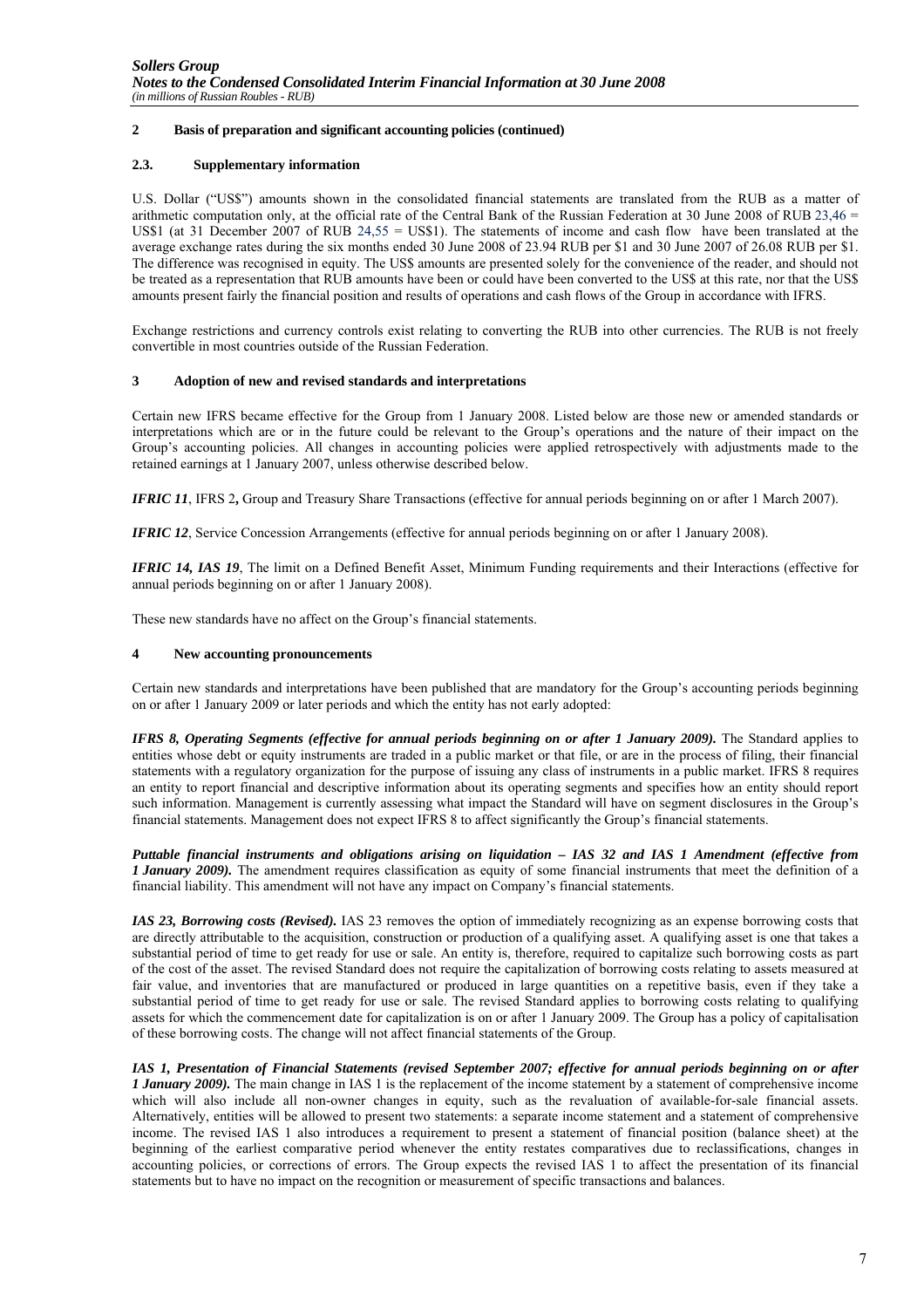## 2 Basis of preparation and significant accounting policies (continued)

### 2.3. Supplementary information

U.S. Dollar ("US$") amounts shown in the consolidated financial statements are translated from the RUB as a matter of arithmetic computation only, at the official rate of the Central Bank of the Russian Federation at 30 June 2008 of RUB 23,46 = US$1 (at 31 December 2007 of RUB 24,55 = US$1). The statements of income and cash flow have been translated at the average exchange rates during the six months ended 30 June 2008 of 23.94 RUB per $1 and 30 June 2007 of 26.08 RUB per $1. The difference was recognised in equity. The US$ amounts are presented solely for the convenience of the reader, and should not be treated as a representation that RUB amounts have been or could have been converted to the US$ at this rate, nor that the US$ amounts present fairly the financial position and results of operations and cash flows of the Group in accordance with IFRS.

Exchange restrictions and currency controls exist relating to converting the RUB into other currencies. The RUB is not freely convertible in most countries outside of the Russian Federation.

## 3 Adoption of new and revised standards and interpretations

Certain new IFRS became effective for the Group from 1 January 2008. Listed below are those new or amended standards or interpretations which are or in the future could be relevant to the Group's operations and the nature of their impact on the Group's accounting policies. All changes in accounting policies were applied retrospectively with adjustments made to the retained earnings at 1 January 2007, unless otherwise described below.

***IFRIC 11***, IFRS 2**,** Group and Treasury Share Transactions (effective for annual periods beginning on or after 1 March 2007).

***IFRIC 12***, Service Concession Arrangements (effective for annual periods beginning on or after 1 January 2008).

***IFRIC 14, IAS 19***, The limit on a Defined Benefit Asset, Minimum Funding requirements and their Interactions (effective for annual periods beginning on or after 1 January 2008).

These new standards have no affect on the Group's financial statements.

## 4 New accounting pronouncements

Certain new standards and interpretations have been published that are mandatory for the Group's accounting periods beginning on or after 1 January 2009 or later periods and which the entity has not early adopted:

***IFRS 8, Operating Segments (effective for annual periods beginning on or after 1 January 2009).*** The Standard applies to entities whose debt or equity instruments are traded in a public market or that file, or are in the process of filing, their financial statements with a regulatory organization for the purpose of issuing any class of instruments in a public market. IFRS 8 requires an entity to report financial and descriptive information about its operating segments and specifies how an entity should report such information. Management is currently assessing what impact the Standard will have on segment disclosures in the Group's financial statements. Management does not expect IFRS 8 to affect significantly the Group's financial statements.

***Puttable financial instruments and obligations arising on liquidation – IAS 32 and IAS 1 Amendment (effective from 1 January 2009).*** The amendment requires classification as equity of some financial instruments that meet the definition of a financial liability. This amendment will not have any impact on Company's financial statements.

***IAS 23, Borrowing costs (Revised).*** IAS 23 removes the option of immediately recognizing as an expense borrowing costs that are directly attributable to the acquisition, construction or production of a qualifying asset. A qualifying asset is one that takes a substantial period of time to get ready for use or sale. An entity is, therefore, required to capitalize such borrowing costs as part of the cost of the asset. The revised Standard does not require the capitalization of borrowing costs relating to assets measured at fair value, and inventories that are manufactured or produced in large quantities on a repetitive basis, even if they take a substantial period of time to get ready for use or sale. The revised Standard applies to borrowing costs relating to qualifying assets for which the commencement date for capitalization is on or after 1 January 2009. The Group has a policy of capitalisation of these borrowing costs. The change will not affect financial statements of the Group.

***IAS 1, Presentation of Financial Statements (revised September 2007; effective for annual periods beginning on or after 1 January 2009).*** The main change in IAS 1 is the replacement of the income statement by a statement of comprehensive income which will also include all non-owner changes in equity, such as the revaluation of available-for-sale financial assets. Alternatively, entities will be allowed to present two statements: a separate income statement and a statement of comprehensive income. The revised IAS 1 also introduces a requirement to present a statement of financial position (balance sheet) at the beginning of the earliest comparative period whenever the entity restates comparatives due to reclassifications, changes in accounting policies, or corrections of errors. The Group expects the revised IAS 1 to affect the presentation of its financial statements but to have no impact on the recognition or measurement of specific transactions and balances.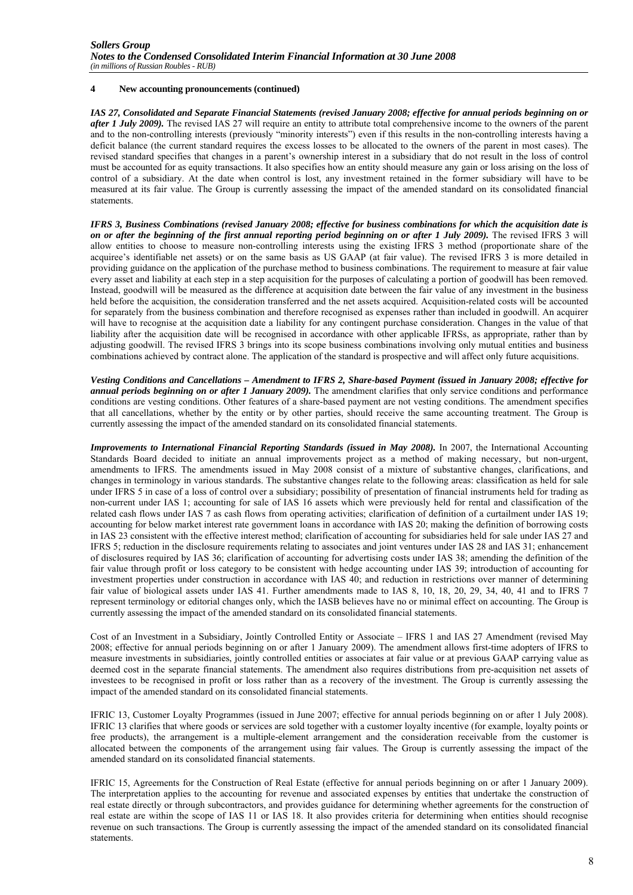## 4 New accounting pronouncements (continued)

***IAS 27, Consolidated and Separate Financial Statements (revised January 2008; effective for annual periods beginning on or after 1 July 2009).*** The revised IAS 27 will require an entity to attribute total comprehensive income to the owners of the parent and to the non-controlling interests (previously "minority interests") even if this results in the non-controlling interests having a deficit balance (the current standard requires the excess losses to be allocated to the owners of the parent in most cases). The revised standard specifies that changes in a parent's ownership interest in a subsidiary that do not result in the loss of control must be accounted for as equity transactions. It also specifies how an entity should measure any gain or loss arising on the loss of control of a subsidiary. At the date when control is lost, any investment retained in the former subsidiary will have to be measured at its fair value. The Group is currently assessing the impact of the amended standard on its consolidated financial statements.

***IFRS 3, Business Combinations (revised January 2008; effective for business combinations for which the acquisition date is on or after the beginning of the first annual reporting period beginning on or after 1 July 2009).*** The revised IFRS 3 will allow entities to choose to measure non-controlling interests using the existing IFRS 3 method (proportionate share of the acquiree's identifiable net assets) or on the same basis as US GAAP (at fair value). The revised IFRS 3 is more detailed in providing guidance on the application of the purchase method to business combinations. The requirement to measure at fair value every asset and liability at each step in a step acquisition for the purposes of calculating a portion of goodwill has been removed. Instead, goodwill will be measured as the difference at acquisition date between the fair value of any investment in the business held before the acquisition, the consideration transferred and the net assets acquired. Acquisition-related costs will be accounted for separately from the business combination and therefore recognised as expenses rather than included in goodwill. An acquirer will have to recognise at the acquisition date a liability for any contingent purchase consideration. Changes in the value of that liability after the acquisition date will be recognised in accordance with other applicable IFRSs, as appropriate, rather than by adjusting goodwill. The revised IFRS 3 brings into its scope business combinations involving only mutual entities and business combinations achieved by contract alone. The application of the standard is prospective and will affect only future acquisitions.

***Vesting Conditions and Cancellations – Amendment to IFRS 2, Share-based Payment (issued in January 2008; effective for annual periods beginning on or after 1 January 2009).*** The amendment clarifies that only service conditions and performance conditions are vesting conditions. Other features of a share-based payment are not vesting conditions. The amendment specifies that all cancellations, whether by the entity or by other parties, should receive the same accounting treatment. The Group is currently assessing the impact of the amended standard on its consolidated financial statements.

***Improvements to International Financial Reporting Standards (issued in May 2008).*** In 2007, the International Accounting Standards Board decided to initiate an annual improvements project as a method of making necessary, but non-urgent, amendments to IFRS. The amendments issued in May 2008 consist of a mixture of substantive changes, clarifications, and changes in terminology in various standards. The substantive changes relate to the following areas: classification as held for sale under IFRS 5 in case of a loss of control over a subsidiary; possibility of presentation of financial instruments held for trading as non-current under IAS 1; accounting for sale of IAS 16 assets which were previously held for rental and classification of the related cash flows under IAS 7 as cash flows from operating activities; clarification of definition of a curtailment under IAS 19; accounting for below market interest rate government loans in accordance with IAS 20; making the definition of borrowing costs in IAS 23 consistent with the effective interest method; clarification of accounting for subsidiaries held for sale under IAS 27 and IFRS 5; reduction in the disclosure requirements relating to associates and joint ventures under IAS 28 and IAS 31; enhancement of disclosures required by IAS 36; clarification of accounting for advertising costs under IAS 38; amending the definition of the fair value through profit or loss category to be consistent with hedge accounting under IAS 39; introduction of accounting for investment properties under construction in accordance with IAS 40; and reduction in restrictions over manner of determining fair value of biological assets under IAS 41. Further amendments made to IAS 8, 10, 18, 20, 29, 34, 40, 41 and to IFRS 7 represent terminology or editorial changes only, which the IASB believes have no or minimal effect on accounting. The Group is currently assessing the impact of the amended standard on its consolidated financial statements.

Cost of an Investment in a Subsidiary, Jointly Controlled Entity or Associate – IFRS 1 and IAS 27 Amendment (revised May 2008; effective for annual periods beginning on or after 1 January 2009). The amendment allows first-time adopters of IFRS to measure investments in subsidiaries, jointly controlled entities or associates at fair value or at previous GAAP carrying value as deemed cost in the separate financial statements. The amendment also requires distributions from pre-acquisition net assets of investees to be recognised in profit or loss rather than as a recovery of the investment. The Group is currently assessing the impact of the amended standard on its consolidated financial statements.

IFRIC 13, Customer Loyalty Programmes (issued in June 2007; effective for annual periods beginning on or after 1 July 2008). IFRIC 13 clarifies that where goods or services are sold together with a customer loyalty incentive (for example, loyalty points or free products), the arrangement is a multiple-element arrangement and the consideration receivable from the customer is allocated between the components of the arrangement using fair values. The Group is currently assessing the impact of the amended standard on its consolidated financial statements.

IFRIC 15, Agreements for the Construction of Real Estate (effective for annual periods beginning on or after 1 January 2009). The interpretation applies to the accounting for revenue and associated expenses by entities that undertake the construction of real estate directly or through subcontractors, and provides guidance for determining whether agreements for the construction of real estate are within the scope of IAS 11 or IAS 18. It also provides criteria for determining when entities should recognise revenue on such transactions. The Group is currently assessing the impact of the amended standard on its consolidated financial statements.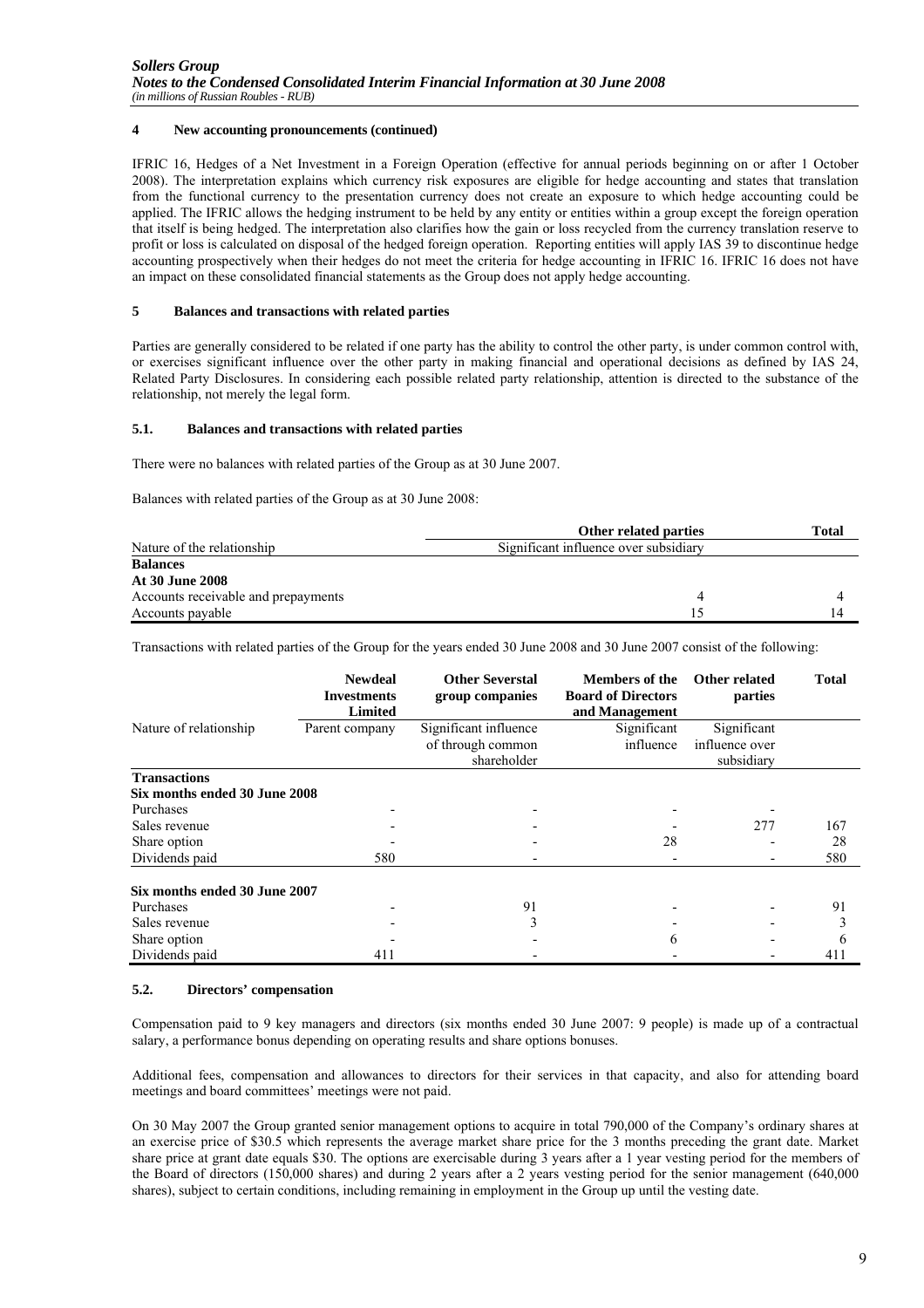## 4 New accounting pronouncements (continued)

IFRIC 16, Hedges of a Net Investment in a Foreign Operation (effective for annual periods beginning on or after 1 October 2008). The interpretation explains which currency risk exposures are eligible for hedge accounting and states that translation from the functional currency to the presentation currency does not create an exposure to which hedge accounting could be applied. The IFRIC allows the hedging instrument to be held by any entity or entities within a group except the foreign operation that itself is being hedged. The interpretation also clarifies how the gain or loss recycled from the currency translation reserve to profit or loss is calculated on disposal of the hedged foreign operation. Reporting entities will apply IAS 39 to discontinue hedge accounting prospectively when their hedges do not meet the criteria for hedge accounting in IFRIC 16. IFRIC 16 does not have an impact on these consolidated financial statements as the Group does not apply hedge accounting.

## 5 Balances and transactions with related parties

Parties are generally considered to be related if one party has the ability to control the other party, is under common control with, or exercises significant influence over the other party in making financial and operational decisions as defined by IAS 24, Related Party Disclosures. In considering each possible related party relationship, attention is directed to the substance of the relationship, not merely the legal form.

### 5.1. Balances and transactions with related parties

There were no balances with related parties of the Group as at 30 June 2007.

Balances with related parties of the Group as at 30 June 2008:

| | **Other related parties** | **Total** |
|---|---|---|
| Nature of the relationship | Significant influence over subsidiary | |
| **Balances** | | |
| **At 30 June 2008** | | |
| Accounts receivable and prepayments | 4 | 4 |
| Accounts payable | 15 | 14 |

Transactions with related parties of the Group for the years ended 30 June 2008 and 30 June 2007 consist of the following:

| | **Newdeal Investments Limited** | **Other Severstal group companies** | **Members of the Board of Directors and Management** | **Other related parties** | **Total** |
|---|---|---|---|---|---|
| Nature of relationship | Parent company | Significant influence of through common shareholder | Significant influence | Significant influence over subsidiary | |
| **Transactions** | | | | | |
| **Six months ended 30 June 2008** | | | | | |
| Purchases | - | - | - | - | |
| Sales revenue | - | - | - | 277 | 167 |
| Share option | - | - | 28 | - | 28 |
| Dividends paid | 580 | - | - | - | 580 |
| **Six months ended 30 June 2007** | | | | | |
| Purchases | - | 91 | - | - | 91 |
| Sales revenue | - | 3 | - | - | 3 |
| Share option | - | - | 6 | - | 6 |
| Dividends paid | 411 | - | - | - | 411 |

### 5.2. Directors' compensation

Compensation paid to 9 key managers and directors (six months ended 30 June 2007: 9 people) is made up of a contractual salary, a performance bonus depending on operating results and share options bonuses.

Additional fees, compensation and allowances to directors for their services in that capacity, and also for attending board meetings and board committees' meetings were not paid.

On 30 May 2007 the Group granted senior management options to acquire in total 790,000 of the Company's ordinary shares at an exercise price of $30.5 which represents the average market share price for the 3 months preceding the grant date. Market share price at grant date equals $30. The options are exercisable during 3 years after a 1 year vesting period for the members of the Board of directors (150,000 shares) and during 2 years after a 2 years vesting period for the senior management (640,000 shares), subject to certain conditions, including remaining in employment in the Group up until the vesting date.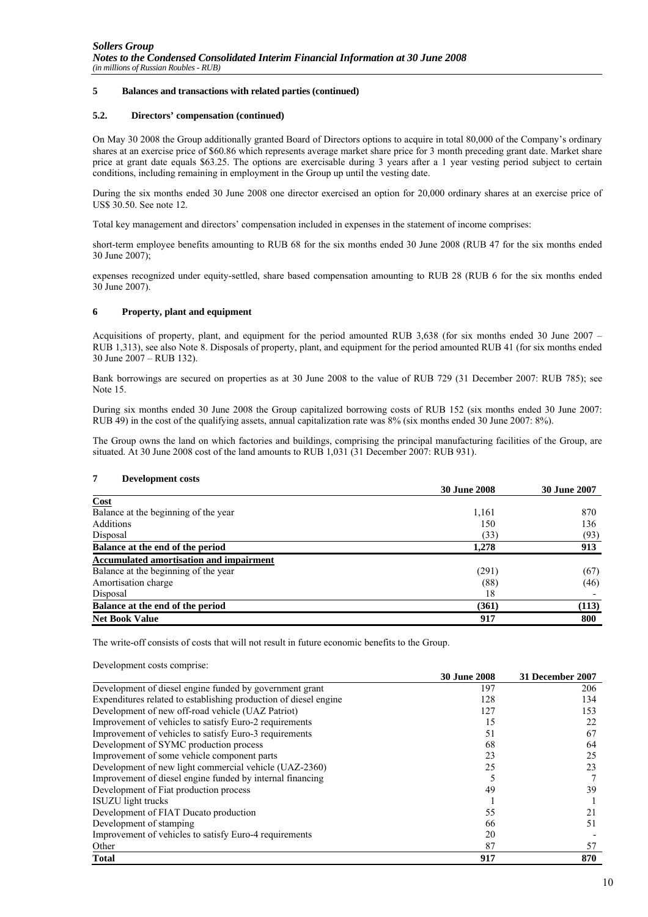## 5 Balances and transactions with related parties (continued)

### 5.2. Directors' compensation (continued)

On May 30 2008 the Group additionally granted Board of Directors options to acquire in total 80,000 of the Company's ordinary shares at an exercise price of $60.86 which represents average market share price for 3 month preceding grant date. Market share price at grant date equals $63.25. The options are exercisable during 3 years after a 1 year vesting period subject to certain conditions, including remaining in employment in the Group up until the vesting date.

During the six months ended 30 June 2008 one director exercised an option for 20,000 ordinary shares at an exercise price of US$ 30.50. See note 12.

Total key management and directors' compensation included in expenses in the statement of income comprises:

short-term employee benefits amounting to RUB 68 for the six months ended 30 June 2008 (RUB 47 for the six months ended 30 June 2007);

expenses recognized under equity-settled, share based compensation amounting to RUB 28 (RUB 6 for the six months ended 30 June 2007).

## 6 Property, plant and equipment

Acquisitions of property, plant, and equipment for the period amounted RUB 3,638 (for six months ended 30 June 2007 – RUB 1,313), see also Note 8. Disposals of property, plant, and equipment for the period amounted RUB 41 (for six months ended 30 June 2007 – RUB 132).

Bank borrowings are secured on properties as at 30 June 2008 to the value of RUB 729 (31 December 2007: RUB 785); see Note 15.

During six months ended 30 June 2008 the Group capitalized borrowing costs of RUB 152 (six months ended 30 June 2007: RUB 49) in the cost of the qualifying assets, annual capitalization rate was 8% (six months ended 30 June 2007: 8%).

The Group owns the land on which factories and buildings, comprising the principal manufacturing facilities of the Group, are situated. At 30 June 2008 cost of the land amounts to RUB 1,031 (31 December 2007: RUB 931).

## 7 Development costs

| | 30 June 2008 | 30 June 2007 |
|---|---|---|
| **Cost** | | |
| Balance at the beginning of the year | 1,161 | 870 |
| Additions | 150 | 136 |
| Disposal | (33) | (93) |
| **Balance at the end of the period** | **1,278** | **913** |
| **Accumulated amortisation and impairment** | | |
| Balance at the beginning of the year | (291) | (67) |
| Amortisation charge | (88) | (46) |
| Disposal | 18 | - |
| **Balance at the end of the period** | **(361)** | **(113)** |
| **Net Book Value** | **917** | **800** |

The write-off consists of costs that will not result in future economic benefits to the Group.

Development costs comprise:

| | 30 June 2008 | 31 December 2007 |
|---|---|---|
| Development of diesel engine funded by government grant | 197 | 206 |
| Expenditures related to establishing production of diesel engine | 128 | 134 |
| Development of new off-road vehicle (UAZ Patriot) | 127 | 153 |
| Improvement of vehicles to satisfy Euro-2 requirements | 15 | 22 |
| Improvement of vehicles to satisfy Euro-3 requirements | 51 | 67 |
| Development of SYMC production process | 68 | 64 |
| Improvement of some vehicle component parts | 23 | 25 |
| Development of new light commercial vehicle (UAZ-2360) | 25 | 23 |
| Improvement of diesel engine funded by internal financing | 5 | 7 |
| Development of Fiat production process | 49 | 39 |
| ISUZU light trucks | 1 | 1 |
| Development of FIAT Ducato production | 55 | 21 |
| Development of stamping | 66 | 51 |
| Improvement of vehicles to satisfy Euro-4 requirements | 20 | - |
| Other | 87 | 57 |
| **Total** | **917** | **870** |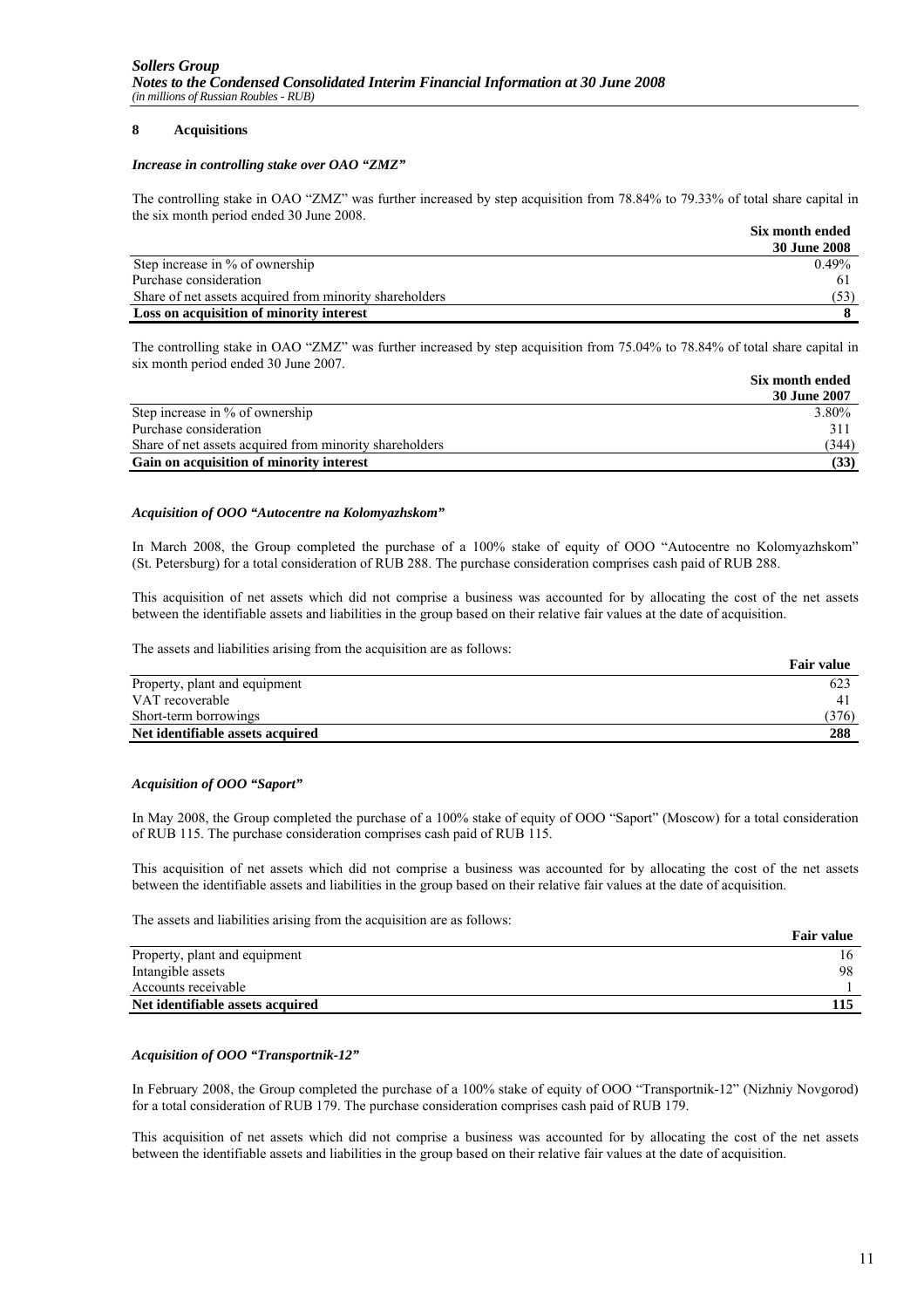## 8 Acquisitions

### *Increase in controlling stake over OAO "ZMZ"*

The controlling stake in OAO "ZMZ" was further increased by step acquisition from 78.84% to 79.33% of total share capital in the six month period ended 30 June 2008.

| | Six month ended 30 June 2008 |
|---|---|
| Step increase in % of ownership | 0.49% |
| Purchase consideration | 61 |
| Share of net assets acquired from minority shareholders | (53) |
| **Loss on acquisition of minority interest** | **8** |

The controlling stake in OAO "ZMZ" was further increased by step acquisition from 75.04% to 78.84% of total share capital in six month period ended 30 June 2007.

| | Six month ended 30 June 2007 |
|---|---|
| Step increase in % of ownership | 3.80% |
| Purchase consideration | 311 |
| Share of net assets acquired from minority shareholders | (344) |
| **Gain on acquisition of minority interest** | **(33)** |

### *Acquisition of OOO "Autocentre na Kolomyazhskom"*

In March 2008, the Group completed the purchase of a 100% stake of equity of OOO "Autocentre no Kolomyazhskom" (St. Petersburg) for a total consideration of RUB 288. The purchase consideration comprises cash paid of RUB 288.

This acquisition of net assets which did not comprise a business was accounted for by allocating the cost of the net assets between the identifiable assets and liabilities in the group based on their relative fair values at the date of acquisition.

The assets and liabilities arising from the acquisition are as follows:

| | Fair value |
|---|---|
| Property, plant and equipment | 623 |
| VAT recoverable | 41 |
| Short-term borrowings | (376) |
| **Net identifiable assets acquired** | **288** |

### *Acquisition of OOO "Saport"*

In May 2008, the Group completed the purchase of a 100% stake of equity of OOO "Saport" (Moscow) for a total consideration of RUB 115. The purchase consideration comprises cash paid of RUB 115.

This acquisition of net assets which did not comprise a business was accounted for by allocating the cost of the net assets between the identifiable assets and liabilities in the group based on their relative fair values at the date of acquisition.

The assets and liabilities arising from the acquisition are as follows:

| | Fair value |
|---|---|
| Property, plant and equipment | 16 |
| Intangible assets | 98 |
| Accounts receivable | 1 |
| **Net identifiable assets acquired** | **115** |

### *Acquisition of OOO "Transportnik-12"*

In February 2008, the Group completed the purchase of a 100% stake of equity of OOO "Transportnik-12" (Nizhniy Novgorod) for a total consideration of RUB 179. The purchase consideration comprises cash paid of RUB 179.

This acquisition of net assets which did not comprise a business was accounted for by allocating the cost of the net assets between the identifiable assets and liabilities in the group based on their relative fair values at the date of acquisition.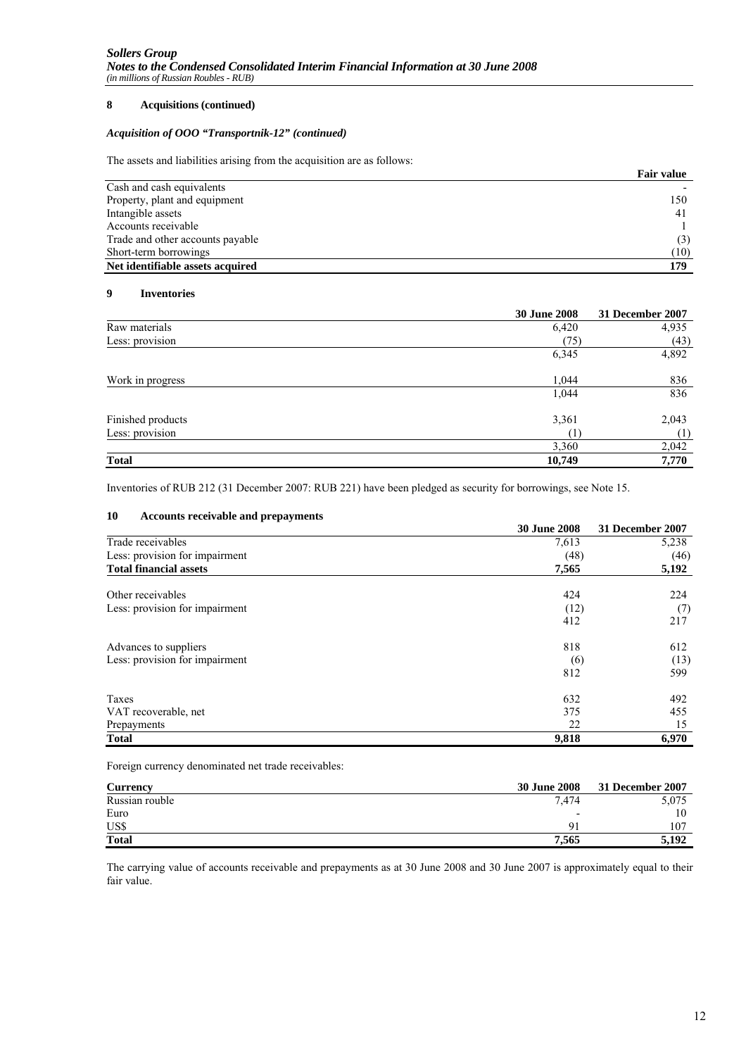## 8 Acquisitions (continued)

### *Acquisition of OOO "Transportnik-12" (continued)*

The assets and liabilities arising from the acquisition are as follows:

| | Fair value |
|---|---|
| Cash and cash equivalents | - |
| Property, plant and equipment | 150 |
| Intangible assets | 41 |
| Accounts receivable | 1 |
| Trade and other accounts payable | (3) |
| Short-term borrowings | (10) |
| **Net identifiable assets acquired** | **179** |

## 9 Inventories

| | 30 June 2008 | 31 December 2007 |
|---|---|---|
| Raw materials | 6,420 | 4,935 |
| Less: provision | (75) | (43) |
| | 6,345 | 4,892 |
| Work in progress | 1,044 | 836 |
| | 1,044 | 836 |
| Finished products | 3,361 | 2,043 |
| Less: provision | (1) | (1) |
| | 3,360 | 2,042 |
| **Total** | **10,749** | **7,770** |

Inventories of RUB 212 (31 December 2007: RUB 221) have been pledged as security for borrowings, see Note 15.

## 10 Accounts receivable and prepayments

| | 30 June 2008 | 31 December 2007 |
|---|---|---|
| Trade receivables | 7,613 | 5,238 |
| Less: provision for impairment | (48) | (46) |
| **Total financial assets** | **7,565** | **5,192** |
| Other receivables | 424 | 224 |
| Less: provision for impairment | (12) | (7) |
| | 412 | 217 |
| Advances to suppliers | 818 | 612 |
| Less: provision for impairment | (6) | (13) |
| | 812 | 599 |
| Taxes | 632 | 492 |
| VAT recoverable, net | 375 | 455 |
| Prepayments | 22 | 15 |
| **Total** | **9,818** | **6,970** |

Foreign currency denominated net trade receivables:

| Currency | 30 June 2008 | 31 December 2007 |
|---|---|---|
| Russian rouble | 7,474 | 5,075 |
| Euro | - | 10 |
| US$ | 91 | 107 |
| **Total** | **7,565** | **5,192** |

The carrying value of accounts receivable and prepayments as at 30 June 2008 and 30 June 2007 is approximately equal to their fair value.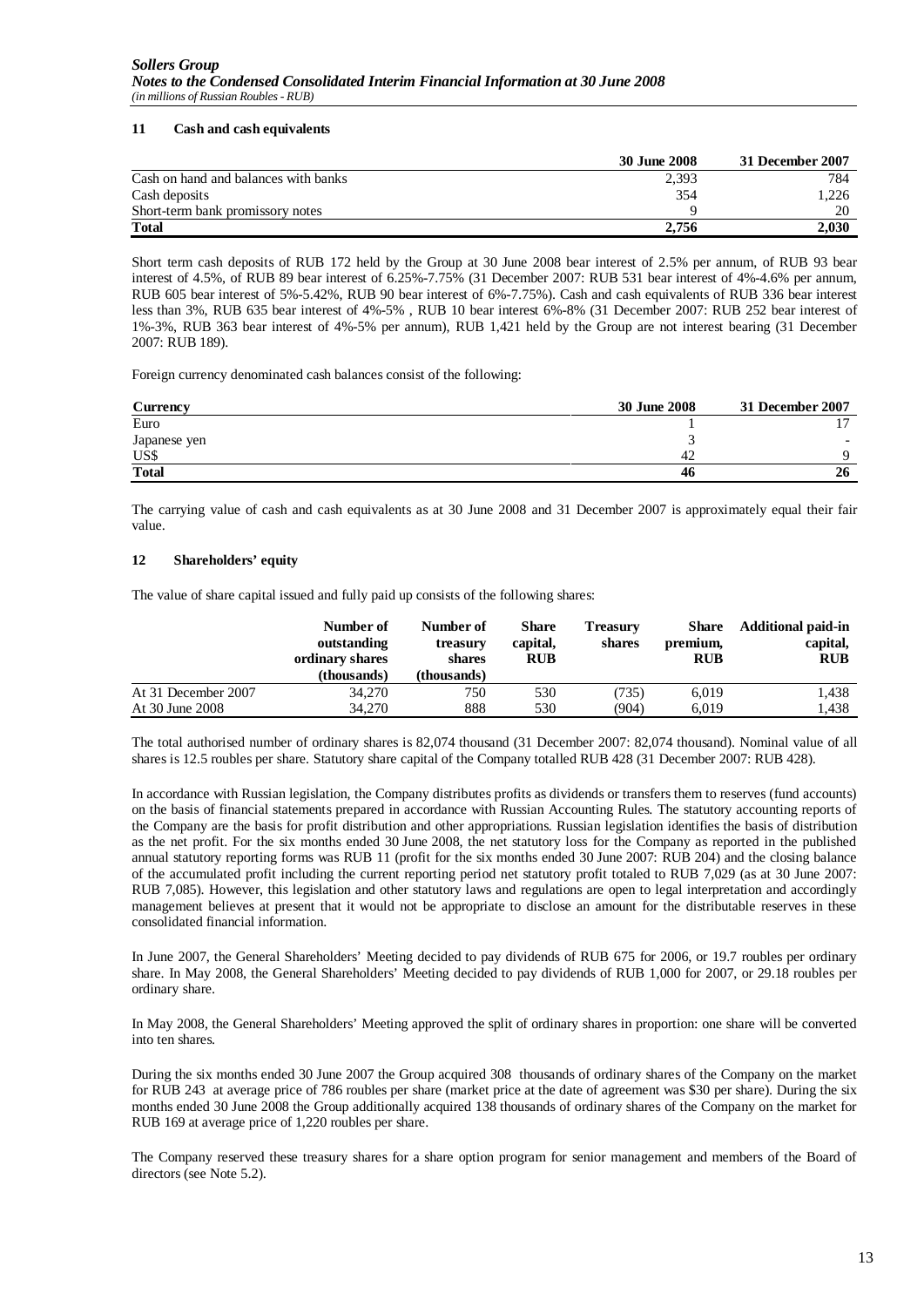## 11 Cash and cash equivalents

| | 30 June 2008 | 31 December 2007 |
|---|---|---|
| Cash on hand and balances with banks | 2,393 | 784 |
| Cash deposits | 354 | 1,226 |
| Short-term bank promissory notes | 9 | 20 |
| **Total** | **2,756** | **2,030** |

Short term cash deposits of RUB 172 held by the Group at 30 June 2008 bear interest of 2.5% per annum, of RUB 93 bear interest of 4.5%, of RUB 89 bear interest of 6.25%-7.75% (31 December 2007: RUB 531 bear interest of 4%-4.6% per annum, RUB 605 bear interest of 5%-5.42%, RUB 90 bear interest of 6%-7.75%). Cash and cash equivalents of RUB 336 bear interest less than 3%, RUB 635 bear interest of 4%-5% , RUB 10 bear interest 6%-8% (31 December 2007: RUB 252 bear interest of 1%-3%, RUB 363 bear interest of 4%-5% per annum), RUB 1,421 held by the Group are not interest bearing (31 December 2007: RUB 189).

Foreign currency denominated cash balances consist of the following:

| Currency | 30 June 2008 | 31 December 2007 |
|---|---|---|
| Euro | 1 | 17 |
| Japanese yen | 3 | - |
| US$ | 42 | 9 |
| **Total** | **46** | **26** |

The carrying value of cash and cash equivalents as at 30 June 2008 and 31 December 2007 is approximately equal their fair value.

## 12 Shareholders' equity

The value of share capital issued and fully paid up consists of the following shares:

| | Number of outstanding ordinary shares (thousands) | Number of treasury shares (thousands) | Share capital, RUB | Treasury shares | Share premium, RUB | Additional paid-in capital, RUB |
|---|---|---|---|---|---|---|
| At 31 December 2007 | 34,270 | 750 | 530 | (735) | 6,019 | 1,438 |
| At 30 June 2008 | 34,270 | 888 | 530 | (904) | 6,019 | 1,438 |

The total authorised number of ordinary shares is 82,074 thousand (31 December 2007: 82,074 thousand). Nominal value of all shares is 12.5 roubles per share. Statutory share capital of the Company totalled RUB 428 (31 December 2007: RUB 428).

In accordance with Russian legislation, the Company distributes profits as dividends or transfers them to reserves (fund accounts) on the basis of financial statements prepared in accordance with Russian Accounting Rules. The statutory accounting reports of the Company are the basis for profit distribution and other appropriations. Russian legislation identifies the basis of distribution as the net profit. For the six months ended 30 June 2008, the net statutory loss for the Company as reported in the published annual statutory reporting forms was RUB 11 (profit for the six months ended 30 June 2007: RUB 204) and the closing balance of the accumulated profit including the current reporting period net statutory profit totaled to RUB 7,029 (as at 30 June 2007: RUB 7,085). However, this legislation and other statutory laws and regulations are open to legal interpretation and accordingly management believes at present that it would not be appropriate to disclose an amount for the distributable reserves in these consolidated financial information.

In June 2007, the General Shareholders' Meeting decided to pay dividends of RUB 675 for 2006, or 19.7 roubles per ordinary share. In May 2008, the General Shareholders' Meeting decided to pay dividends of RUB 1,000 for 2007, or 29.18 roubles per ordinary share.

In May 2008, the General Shareholders' Meeting approved the split of ordinary shares in proportion: one share will be converted into ten shares.

During the six months ended 30 June 2007 the Group acquired 308 thousands of ordinary shares of the Company on the market for RUB 243 at average price of 786 roubles per share (market price at the date of agreement was $30 per share). During the six months ended 30 June 2008 the Group additionally acquired 138 thousands of ordinary shares of the Company on the market for RUB 169 at average price of 1,220 roubles per share.

The Company reserved these treasury shares for a share option program for senior management and members of the Board of directors (see Note 5.2).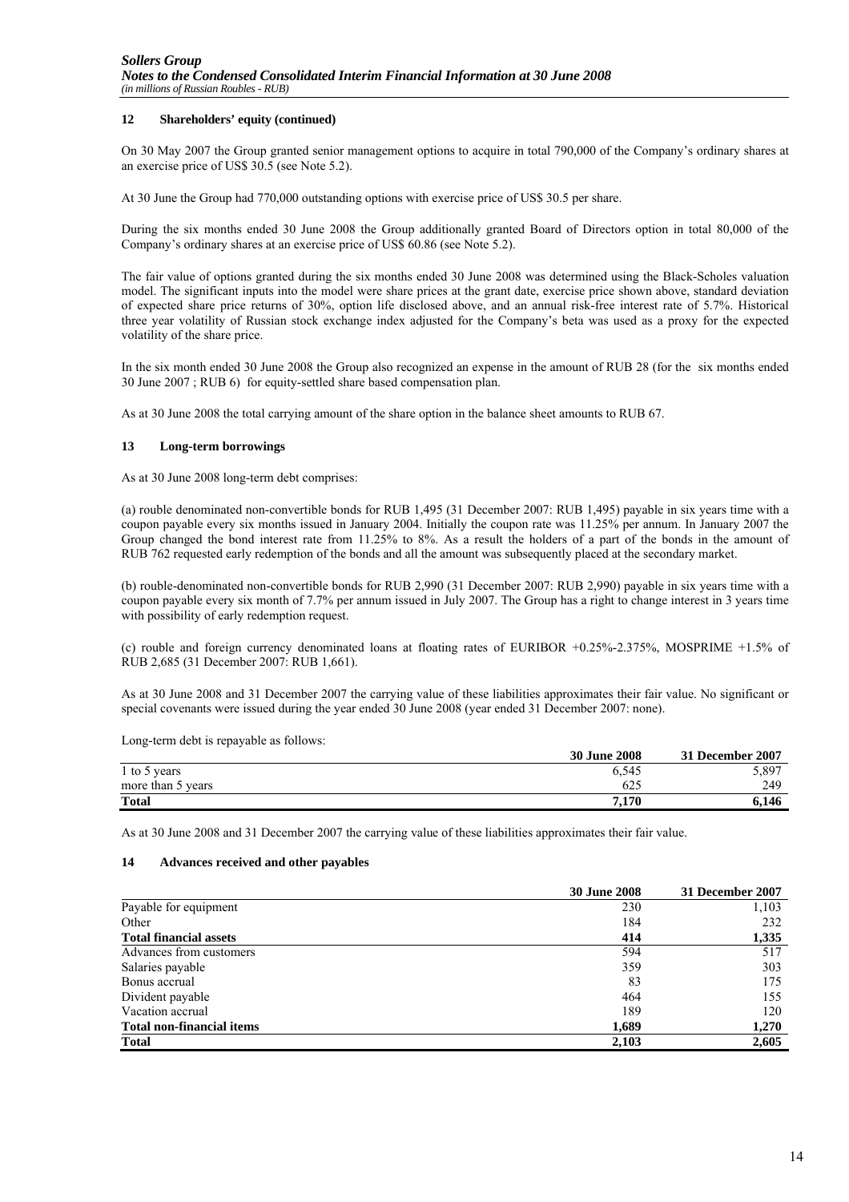### 12 Shareholders' equity (continued)

On 30 May 2007 the Group granted senior management options to acquire in total 790,000 of the Company's ordinary shares at an exercise price of US$ 30.5 (see Note 5.2).

At 30 June the Group had 770,000 outstanding options with exercise price of US$ 30.5 per share.

During the six months ended 30 June 2008 the Group additionally granted Board of Directors option in total 80,000 of the Company's ordinary shares at an exercise price of US$ 60.86 (see Note 5.2).

The fair value of options granted during the six months ended 30 June 2008 was determined using the Black-Scholes valuation model. The significant inputs into the model were share prices at the grant date, exercise price shown above, standard deviation of expected share price returns of 30%, option life disclosed above, and an annual risk-free interest rate of 5.7%. Historical three year volatility of Russian stock exchange index adjusted for the Company's beta was used as a proxy for the expected volatility of the share price.

In the six month ended 30 June 2008 the Group also recognized an expense in the amount of RUB 28 (for the six months ended 30 June 2007 ; RUB 6) for equity-settled share based compensation plan.

As at 30 June 2008 the total carrying amount of the share option in the balance sheet amounts to RUB 67.

### 13 Long-term borrowings

As at 30 June 2008 long-term debt comprises:

(a) rouble denominated non-convertible bonds for RUB 1,495 (31 December 2007: RUB 1,495) payable in six years time with a coupon payable every six months issued in January 2004. Initially the coupon rate was 11.25% per annum. In January 2007 the Group changed the bond interest rate from 11.25% to 8%. As a result the holders of a part of the bonds in the amount of RUB 762 requested early redemption of the bonds and all the amount was subsequently placed at the secondary market.

(b) rouble-denominated non-convertible bonds for RUB 2,990 (31 December 2007: RUB 2,990) payable in six years time with a coupon payable every six month of 7.7% per annum issued in July 2007. The Group has a right to change interest in 3 years time with possibility of early redemption request.

(c) rouble and foreign currency denominated loans at floating rates of EURIBOR +0.25%-2.375%, MOSPRIME +1.5% of RUB 2,685 (31 December 2007: RUB 1,661).

As at 30 June 2008 and 31 December 2007 the carrying value of these liabilities approximates their fair value. No significant or special covenants were issued during the year ended 30 June 2008 (year ended 31 December 2007: none).

Long-term debt is repayable as follows:

| | 30 June 2008 | 31 December 2007 |
|---|---|---|
| 1 to 5 years | 6,545 | 5,897 |
| more than 5 years | 625 | 249 |
| **Total** | **7,170** | **6,146** |

As at 30 June 2008 and 31 December 2007 the carrying value of these liabilities approximates their fair value.

### 14 Advances received and other payables

| | 30 June 2008 | 31 December 2007 |
|---|---|---|
| Payable for equipment | 230 | 1,103 |
| Other | 184 | 232 |
| **Total financial assets** | **414** | **1,335** |
| Advances from customers | 594 | 517 |
| Salaries payable | 359 | 303 |
| Bonus accrual | 83 | 175 |
| Divident payable | 464 | 155 |
| Vacation accrual | 189 | 120 |
| **Total non-financial items** | **1,689** | **1,270** |
| **Total** | **2,103** | **2,605** |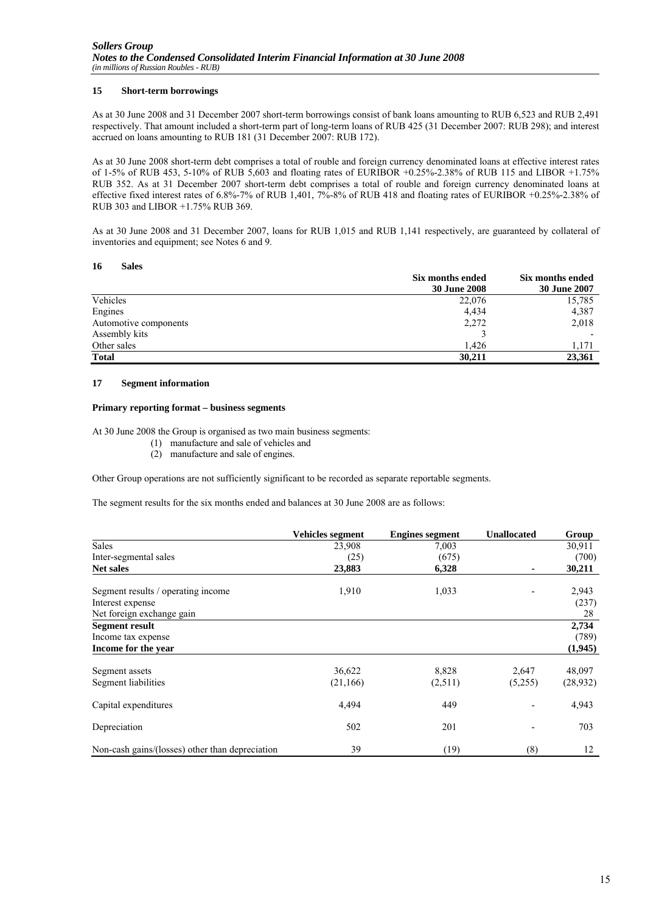## 15 Short-term borrowings

As at 30 June 2008 and 31 December 2007 short-term borrowings consist of bank loans amounting to RUB 6,523 and RUB 2,491 respectively. That amount included a short-term part of long-term loans of RUB 425 (31 December 2007: RUB 298); and interest accrued on loans amounting to RUB 181 (31 December 2007: RUB 172).

As at 30 June 2008 short-term debt comprises a total of rouble and foreign currency denominated loans at effective interest rates of 1-5% of RUB 453, 5-10% of RUB 5,603 and floating rates of EURIBOR +0.25%-2.38% of RUB 115 and LIBOR +1.75% RUB 352. As at 31 December 2007 short-term debt comprises a total of rouble and foreign currency denominated loans at effective fixed interest rates of 6.8%-7% of RUB 1,401, 7%-8% of RUB 418 and floating rates of EURIBOR +0.25%-2.38% of RUB 303 and LIBOR +1.75% RUB 369.

As at 30 June 2008 and 31 December 2007, loans for RUB 1,015 and RUB 1,141 respectively, are guaranteed by collateral of inventories and equipment; see Notes 6 and 9.

## 16 Sales

| | Six months ended 30 June 2008 | Six months ended 30 June 2007 |
|---|---|---|
| Vehicles | 22,076 | 15,785 |
| Engines | 4,434 | 4,387 |
| Automotive components | 2,272 | 2,018 |
| Assembly kits | 3 | - |
| Other sales | 1,426 | 1,171 |
| **Total** | **30,211** | **23,361** |

## 17 Segment information

**Primary reporting format – business segments**

At 30 June 2008 the Group is organised as two main business segments:

(1) manufacture and sale of vehicles and
(2) manufacture and sale of engines.

Other Group operations are not sufficiently significant to be recorded as separate reportable segments.

The segment results for the six months ended and balances at 30 June 2008 are as follows:

| | Vehicles segment | Engines segment | Unallocated | Group |
|---|---|---|---|---|
| Sales | 23,908 | 7,003 | | 30,911 |
| Inter-segmental sales | (25) | (675) | | (700) |
| **Net sales** | **23,883** | **6,328** | **-** | **30,211** |
| Segment results / operating income | 1,910 | 1,033 | - | 2,943 |
| Interest expense | | | | (237) |
| Net foreign exchange gain | | | | 28 |
| **Segment result** | | | | **2,734** |
| Income tax expense | | | | (789) |
| **Income for the year** | | | | **(1,945)** |
| Segment assets | 36,622 | 8,828 | 2,647 | 48,097 |
| Segment liabilities | (21,166) | (2,511) | (5,255) | (28,932) |
| Capital expenditures | 4,494 | 449 | - | 4,943 |
| Depreciation | 502 | 201 | - | 703 |
| Non-cash gains/(losses) other than depreciation | 39 | (19) | (8) | 12 |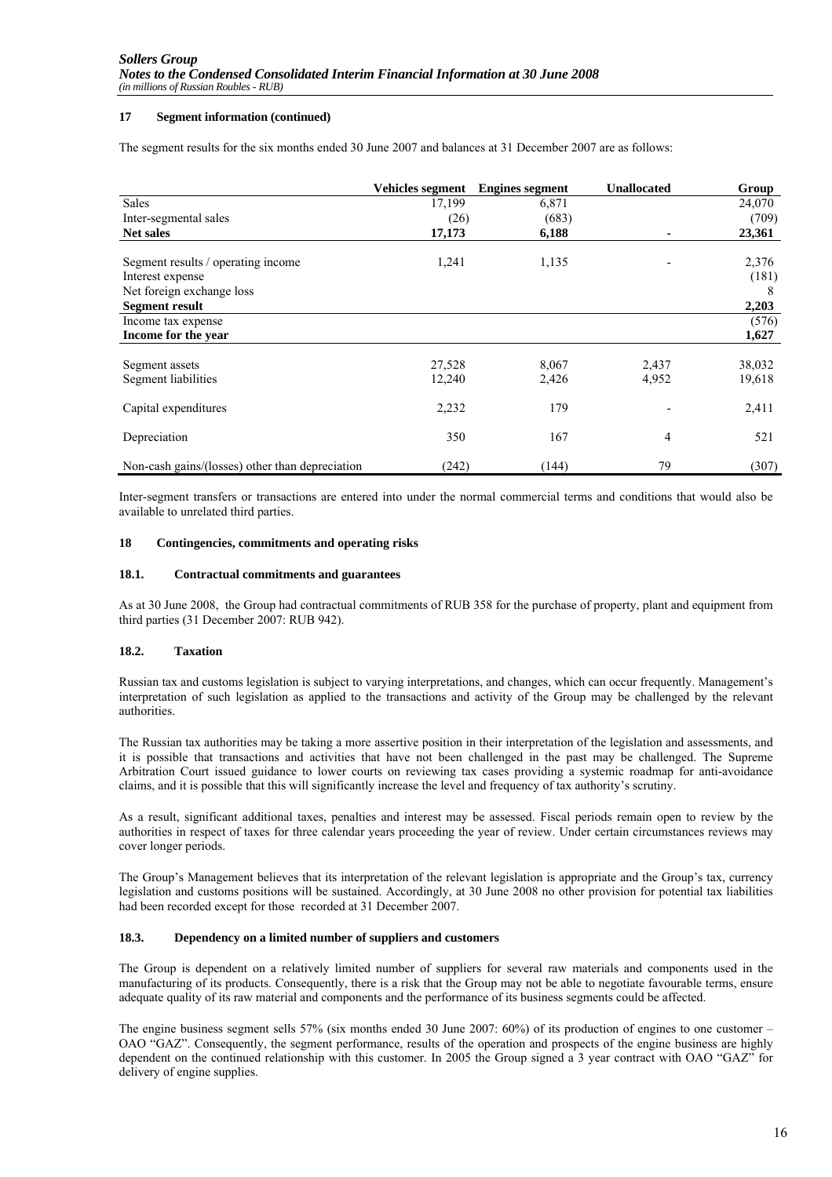### 17 Segment information (continued)

The segment results for the six months ended 30 June 2007 and balances at 31 December 2007 are as follows:

| | Vehicles segment | Engines segment | Unallocated | Group |
|---|---|---|---|---|
| Sales | 17,199 | 6,871 | | 24,070 |
| Inter-segmental sales | (26) | (683) | | (709) |
| **Net sales** | **17,173** | **6,188** | **-** | **23,361** |
| Segment results / operating income | 1,241 | 1,135 | - | 2,376 |
| Interest expense | | | | (181) |
| Net foreign exchange loss | | | | 8 |
| **Segment result** | | | | **2,203** |
| Income tax expense | | | | (576) |
| **Income for the year** | | | | **1,627** |
| Segment assets | 27,528 | 8,067 | 2,437 | 38,032 |
| Segment liabilities | 12,240 | 2,426 | 4,952 | 19,618 |
| Capital expenditures | 2,232 | 179 | - | 2,411 |
| Depreciation | 350 | 167 | 4 | 521 |
| Non-cash gains/(losses) other than depreciation | (242) | (144) | 79 | (307) |

Inter-segment transfers or transactions are entered into under the normal commercial terms and conditions that would also be available to unrelated third parties.

### 18 Contingencies, commitments and operating risks

#### 18.1. Contractual commitments and guarantees

As at 30 June 2008, the Group had contractual commitments of RUB 358 for the purchase of property, plant and equipment from third parties (31 December 2007: RUB 942).

#### 18.2. Taxation

Russian tax and customs legislation is subject to varying interpretations, and changes, which can occur frequently. Management's interpretation of such legislation as applied to the transactions and activity of the Group may be challenged by the relevant authorities.

The Russian tax authorities may be taking a more assertive position in their interpretation of the legislation and assessments, and it is possible that transactions and activities that have not been challenged in the past may be challenged. The Supreme Arbitration Court issued guidance to lower courts on reviewing tax cases providing a systemic roadmap for anti-avoidance claims, and it is possible that this will significantly increase the level and frequency of tax authority's scrutiny.

As a result, significant additional taxes, penalties and interest may be assessed. Fiscal periods remain open to review by the authorities in respect of taxes for three calendar years proceeding the year of review. Under certain circumstances reviews may cover longer periods.

The Group's Management believes that its interpretation of the relevant legislation is appropriate and the Group's tax, currency legislation and customs positions will be sustained. Accordingly, at 30 June 2008 no other provision for potential tax liabilities had been recorded except for those recorded at 31 December 2007.

#### 18.3. Dependency on a limited number of suppliers and customers

The Group is dependent on a relatively limited number of suppliers for several raw materials and components used in the manufacturing of its products. Consequently, there is a risk that the Group may not be able to negotiate favourable terms, ensure adequate quality of its raw material and components and the performance of its business segments could be affected.

The engine business segment sells 57% (six months ended 30 June 2007: 60%) of its production of engines to one customer – OAO "GAZ". Consequently, the segment performance, results of the operation and prospects of the engine business are highly dependent on the continued relationship with this customer. In 2005 the Group signed a 3 year contract with OAO "GAZ" for delivery of engine supplies.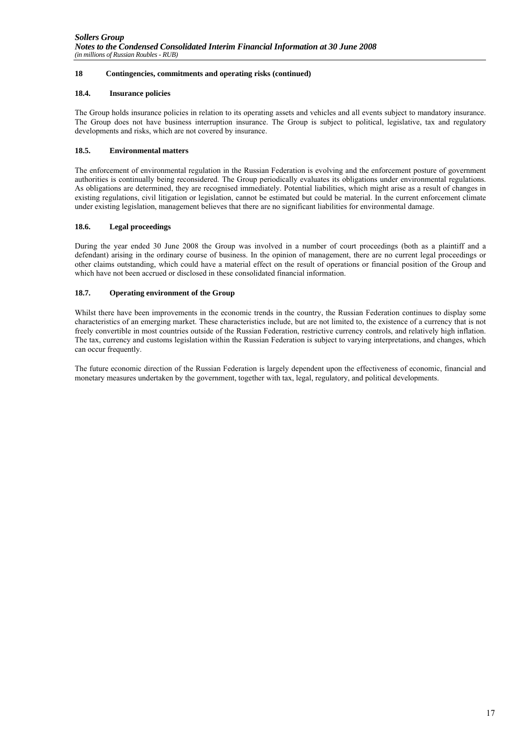## 18 Contingencies, commitments and operating risks (continued)

### 18.4. Insurance policies

The Group holds insurance policies in relation to its operating assets and vehicles and all events subject to mandatory insurance. The Group does not have business interruption insurance. The Group is subject to political, legislative, tax and regulatory developments and risks, which are not covered by insurance.

### 18.5. Environmental matters

The enforcement of environmental regulation in the Russian Federation is evolving and the enforcement posture of government authorities is continually being reconsidered. The Group periodically evaluates its obligations under environmental regulations. As obligations are determined, they are recognised immediately. Potential liabilities, which might arise as a result of changes in existing regulations, civil litigation or legislation, cannot be estimated but could be material. In the current enforcement climate under existing legislation, management believes that there are no significant liabilities for environmental damage.

### 18.6. Legal proceedings

During the year ended 30 June 2008 the Group was involved in a number of court proceedings (both as a plaintiff and a defendant) arising in the ordinary course of business. In the opinion of management, there are no current legal proceedings or other claims outstanding, which could have a material effect on the result of operations or financial position of the Group and which have not been accrued or disclosed in these consolidated financial information.

### 18.7. Operating environment of the Group

Whilst there have been improvements in the economic trends in the country, the Russian Federation continues to display some characteristics of an emerging market. These characteristics include, but are not limited to, the existence of a currency that is not freely convertible in most countries outside of the Russian Federation, restrictive currency controls, and relatively high inflation. The tax, currency and customs legislation within the Russian Federation is subject to varying interpretations, and changes, which can occur frequently.

The future economic direction of the Russian Federation is largely dependent upon the effectiveness of economic, financial and monetary measures undertaken by the government, together with tax, legal, regulatory, and political developments.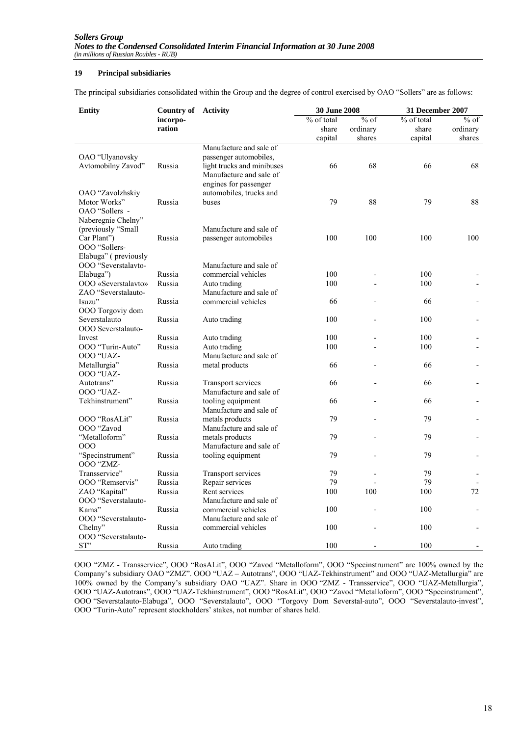## 19 Principal subsidiaries

The principal subsidiaries consolidated within the Group and the degree of control exercised by OAO "Sollers" are as follows:

| Entity | Country of incorpo-ration | Activity | 30 June 2008 | | 31 December 2007 | |
|---|---|---|---|---|---|---|
| | | | % of total share capital | % of ordinary shares | % of total share capital | % of ordinary shares |
| OAO "Ulyanovsky Avtomobilny Zavod" | Russia | Manufacture and sale of passenger automobiles, light trucks and minibuses | 66 | 68 | 66 | 68 |
| OAO "Zavolzhskiy Motor Works" | Russia | Manufacture and sale of engines for passenger automobiles, trucks and buses | 79 | 88 | 79 | 88 |
| OAO "Sollers - Naberegnie Chelny" (previously "Small Car Plant") | Russia | Manufacture and sale of passenger automobiles | 100 | 100 | 100 | 100 |
| OOO "Sollers-Elabuga" ( previously OOO "Severstalavto-Elabuga") | Russia | Manufacture and sale of commercial vehicles | 100 | - | 100 | - |
| OOO «Severstalavto» | Russia | Auto trading | 100 | - | 100 | - |
| ZAO "Severstalauto-Isuzu" | Russia | Manufacture and sale of commercial vehicles | 66 | - | 66 | - |
| OOO Torgoviy dom Severstalauto | Russia | Auto trading | 100 | - | 100 | - |
| OOO Severstalauto-Invest | Russia | Auto trading | 100 | - | 100 | - |
| OOO "Turin-Auto" | Russia | Auto trading | 100 | - | 100 | - |
| OOO "UAZ-Metallurgia" | Russia | Manufacture and sale of metal products | 66 | - | 66 | - |
| OOO "UAZ-Autotrans" | Russia | Transport services | 66 | - | 66 | - |
| OOO "UAZ-Tekhinstrument" | Russia | Manufacture and sale of tooling equipment | 66 | - | 66 | - |
| OOO "RosALit" | Russia | Manufacture and sale of metals products | 79 | - | 79 | - |
| OOO "Zavod "Metalloform" | Russia | Manufacture and sale of metals products | 79 | - | 79 | - |
| OOO "Specinstrument" | Russia | Manufacture and sale of tooling equipment | 79 | - | 79 | - |
| OOO "ZMZ-Transservice" | Russia | Transport services | 79 | - | 79 | - |
| OOO "Remservis" | Russia | Repair services | 79 | - | 79 | - |
| ZAO "Kapital" | Russia | Rent services | 100 | 100 | 100 | 72 |
| OOO "Severstalauto-Kama" | Russia | Manufacture and sale of commercial vehicles | 100 | - | 100 | - |
| OOO "Severstalauto-Chelny" | Russia | Manufacture and sale of commercial vehicles | 100 | - | 100 | - |
| OOO "Severstalauto-ST" | Russia | Auto trading | 100 | - | 100 | - |

OOO "ZMZ - Transservice", OOO "RosALit", OOO "Zavod "Metalloform", OOO "Specinstrument" are 100% owned by the Company's subsidiary OAO "ZMZ". OOO "UAZ – Autotrans", OOO "UAZ-Tekhinstrument" and OOO "UAZ-Metallurgia" are 100% owned by the Company's subsidiary OAO "UAZ". Share in OOO "ZMZ - Transservice", OOO "UAZ-Metallurgia", OOO "UAZ-Autotrans", OOO "UAZ-Tekhinstrument", OOO "RosALit", OOO "Zavod "Metalloform", OOO "Specinstrument", OOO "Severstalauto-Elabuga", OOO "Severstalauto", OOO "Torgovy Dom Severstal-auto", OOO "Severstalauto-invest", OOO "Turin-Auto" represent stockholders' stakes, not number of shares held.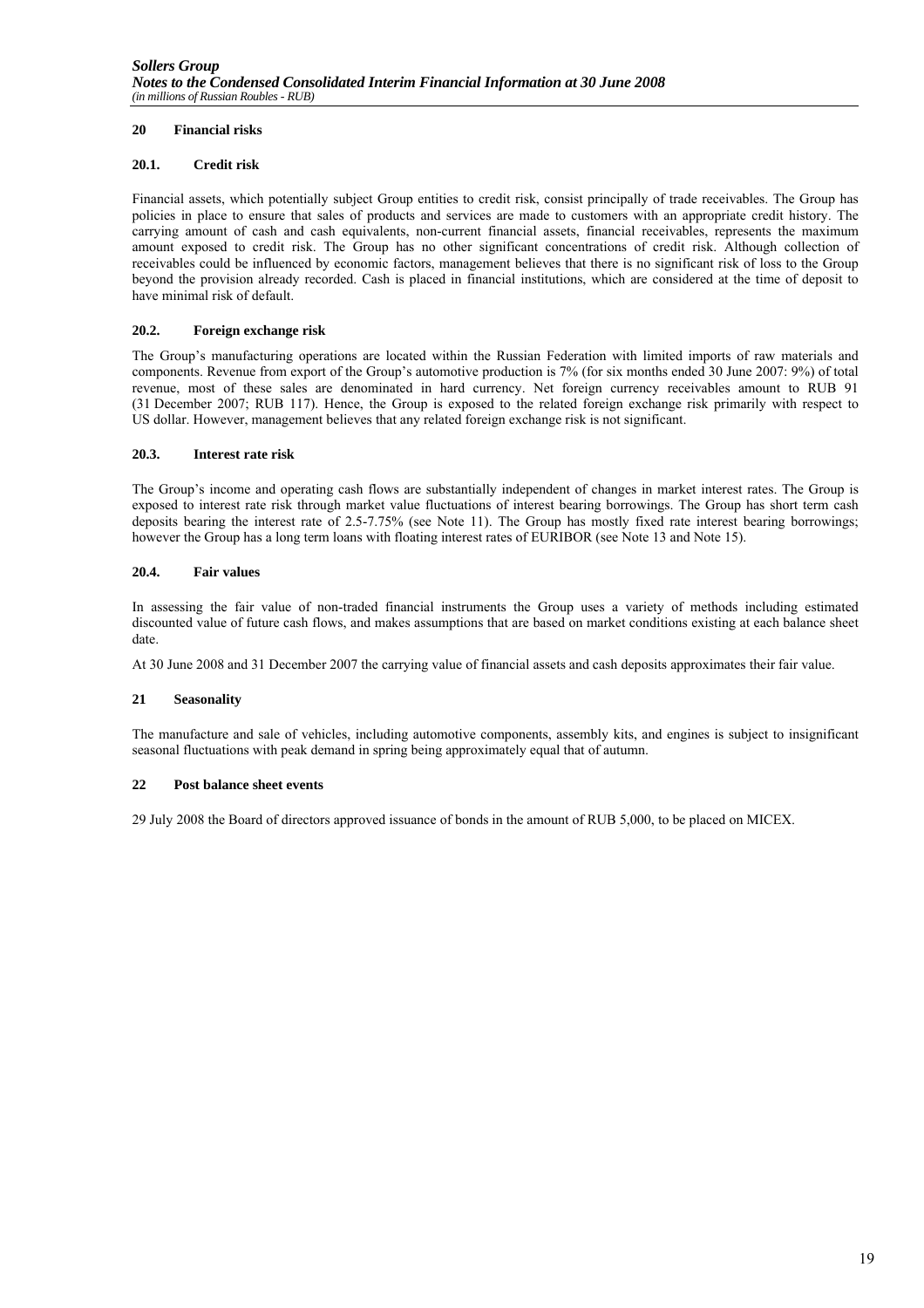## 20 Financial risks

### 20.1. Credit risk

Financial assets, which potentially subject Group entities to credit risk, consist principally of trade receivables. The Group has policies in place to ensure that sales of products and services are made to customers with an appropriate credit history. The carrying amount of cash and cash equivalents, non-current financial assets, financial receivables, represents the maximum amount exposed to credit risk. The Group has no other significant concentrations of credit risk. Although collection of receivables could be influenced by economic factors, management believes that there is no significant risk of loss to the Group beyond the provision already recorded. Cash is placed in financial institutions, which are considered at the time of deposit to have minimal risk of default.

### 20.2. Foreign exchange risk

The Group's manufacturing operations are located within the Russian Federation with limited imports of raw materials and components. Revenue from export of the Group's automotive production is 7% (for six months ended 30 June 2007: 9%) of total revenue, most of these sales are denominated in hard currency. Net foreign currency receivables amount to RUB 91 (31 December 2007; RUB 117). Hence, the Group is exposed to the related foreign exchange risk primarily with respect to US dollar. However, management believes that any related foreign exchange risk is not significant.

### 20.3. Interest rate risk

The Group's income and operating cash flows are substantially independent of changes in market interest rates. The Group is exposed to interest rate risk through market value fluctuations of interest bearing borrowings. The Group has short term cash deposits bearing the interest rate of 2.5-7.75% (see Note 11). The Group has mostly fixed rate interest bearing borrowings; however the Group has a long term loans with floating interest rates of EURIBOR (see Note 13 and Note 15).

### 20.4. Fair values

In assessing the fair value of non-traded financial instruments the Group uses a variety of methods including estimated discounted value of future cash flows, and makes assumptions that are based on market conditions existing at each balance sheet date.

At 30 June 2008 and 31 December 2007 the carrying value of financial assets and cash deposits approximates their fair value.

## 21 Seasonality

The manufacture and sale of vehicles, including automotive components, assembly kits, and engines is subject to insignificant seasonal fluctuations with peak demand in spring being approximately equal that of autumn.

## 22 Post balance sheet events

29 July 2008 the Board of directors approved issuance of bonds in the amount of RUB 5,000, to be placed on MICEX.